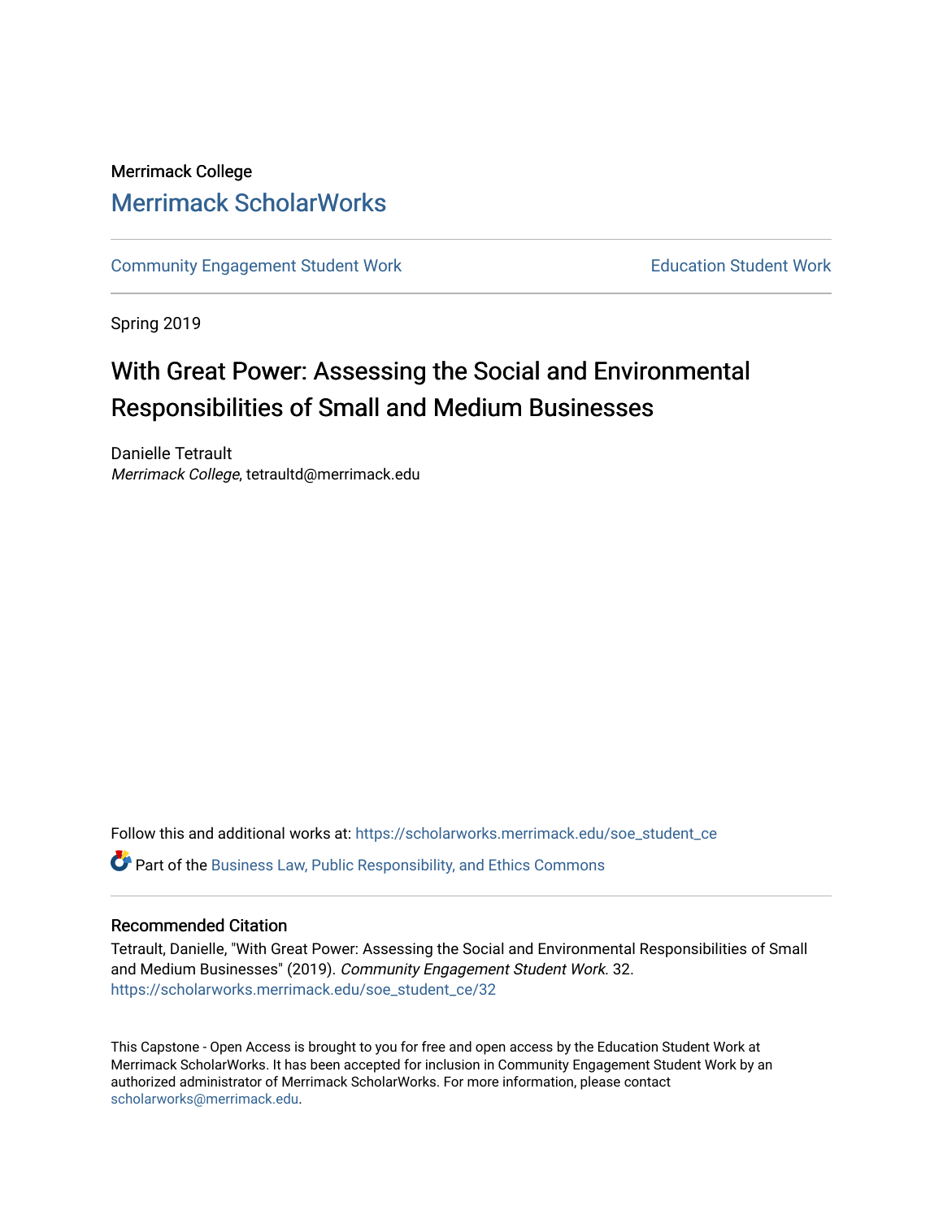Merrimack College

# Merrimack ScholarWorks

Community Engagement Student Work

Education Student Work

Spring 2019

## With Great Power: Assessing the Social and Environmental Responsibilities of Small and Medium Businesses

Danielle Tetrault

*Merrimack College*, tetraultd@merrimack.edu

Follow this and additional works at: https://scholarworks.merrimack.edu/soe_student_ce

Part of the Business Law, Public Responsibility, and Ethics Commons

### Recommended Citation

Tetrault, Danielle, "With Great Power: Assessing the Social and Environmental Responsibilities of Small and Medium Businesses" (2019). *Community Engagement Student Work*. 32.
https://scholarworks.merrimack.edu/soe_student_ce/32

This Capstone - Open Access is brought to you for free and open access by the Education Student Work at Merrimack ScholarWorks. It has been accepted for inclusion in Community Engagement Student Work by an authorized administrator of Merrimack ScholarWorks. For more information, please contact scholarworks@merrimack.edu.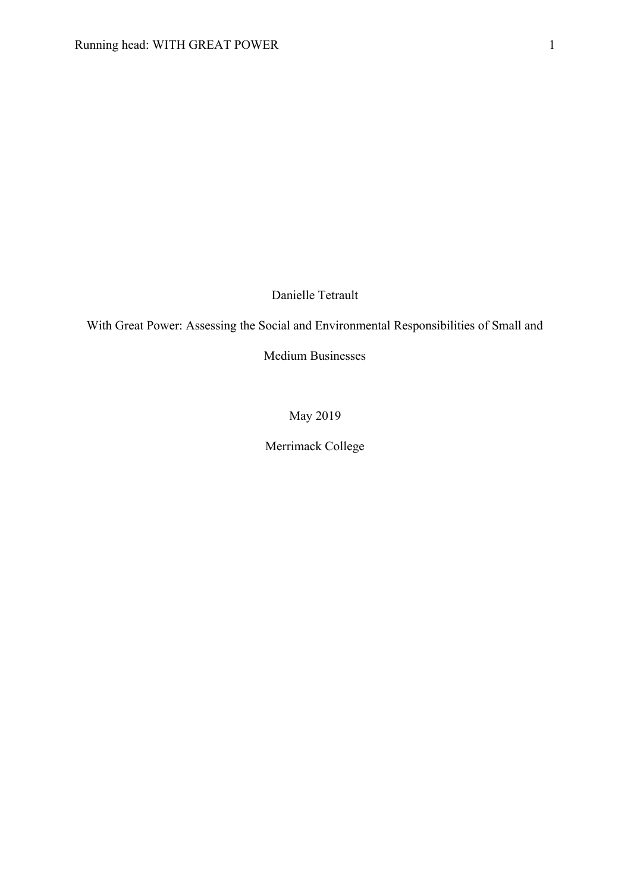Danielle Tetrault

With Great Power: Assessing the Social and Environmental Responsibilities of Small and Medium Businesses

May 2019

Merrimack College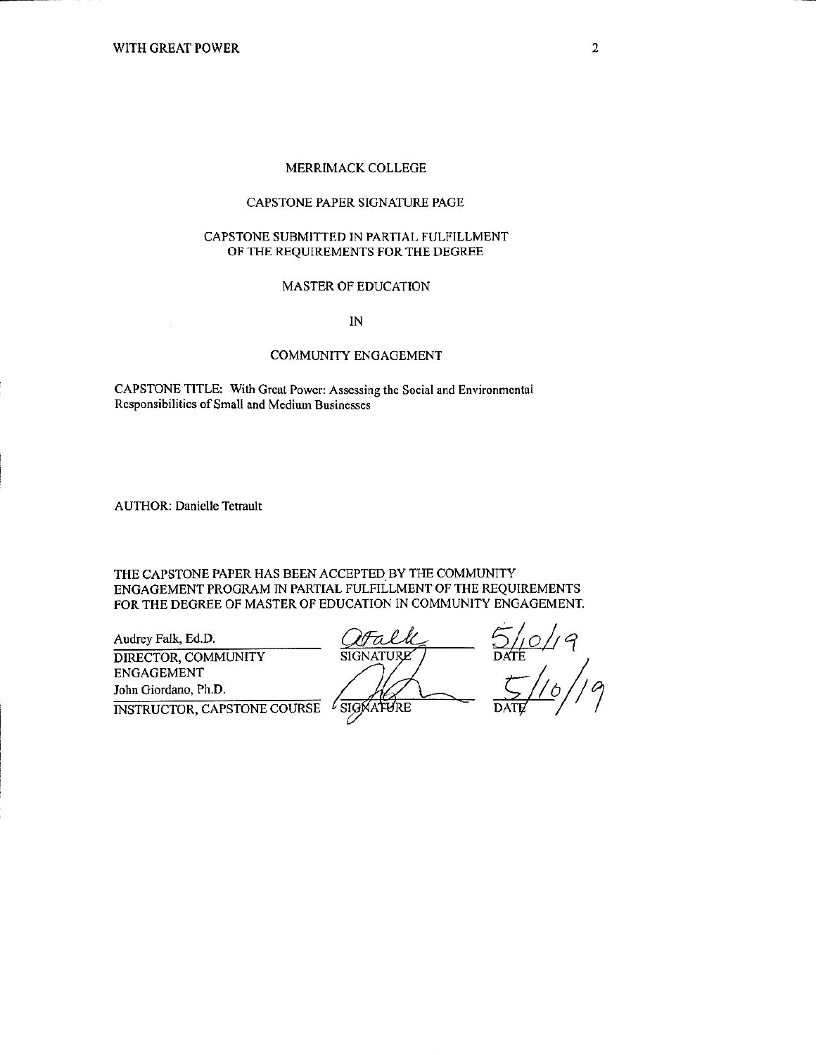MERRIMACK COLLEGE

CAPSTONE PAPER SIGNATURE PAGE

CAPSTONE SUBMITTED IN PARTIAL FULFILLMENT
OF THE REQUIREMENTS FOR THE DEGREE

MASTER OF EDUCATION

IN

COMMUNITY ENGAGEMENT

CAPSTONE TITLE: With Great Power: Assessing the Social and Environmental Responsibilities of Small and Medium Businesses

AUTHOR: Danielle Tetrault

THE CAPSTONE PAPER HAS BEEN ACCEPTED BY THE COMMUNITY ENGAGEMENT PROGRAM IN PARTIAL FULFILLMENT OF THE REQUIREMENTS FOR THE DEGREE OF MASTER OF EDUCATION IN COMMUNITY ENGAGEMENT.

| | | |
|---|---|---|
| Audrey Falk, Ed.D. | AFalk | 5/10/19 |
| DIRECTOR, COMMUNITY ENGAGEMENT | SIGNATURE | DATE |
| John Giordano, Ph.D. | | 5/10/19 |
| INSTRUCTOR, CAPSTONE COURSE | SIGNATURE | DATE |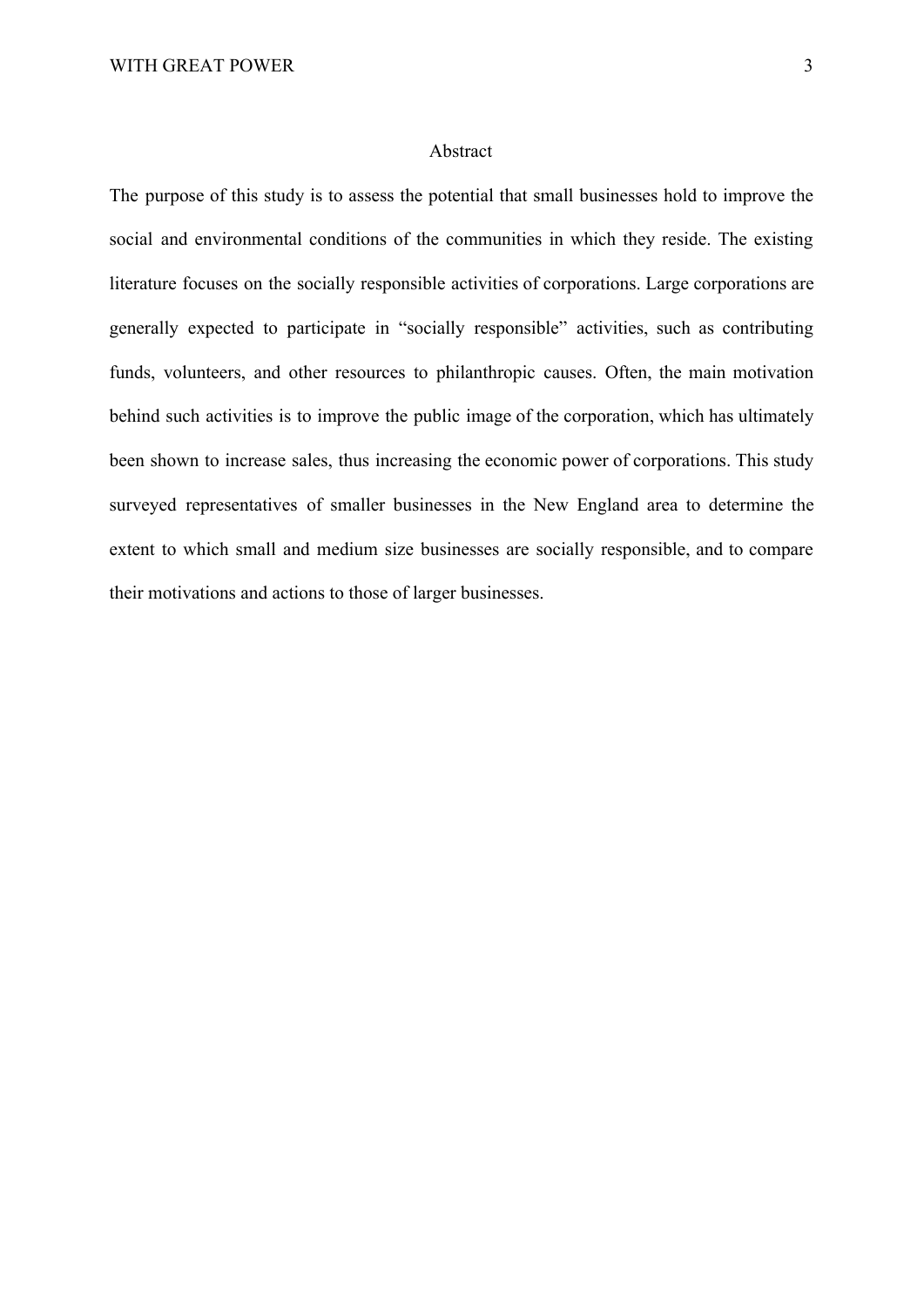# Abstract

The purpose of this study is to assess the potential that small businesses hold to improve the social and environmental conditions of the communities in which they reside. The existing literature focuses on the socially responsible activities of corporations. Large corporations are generally expected to participate in "socially responsible" activities, such as contributing funds, volunteers, and other resources to philanthropic causes. Often, the main motivation behind such activities is to improve the public image of the corporation, which has ultimately been shown to increase sales, thus increasing the economic power of corporations. This study surveyed representatives of smaller businesses in the New England area to determine the extent to which small and medium size businesses are socially responsible, and to compare their motivations and actions to those of larger businesses.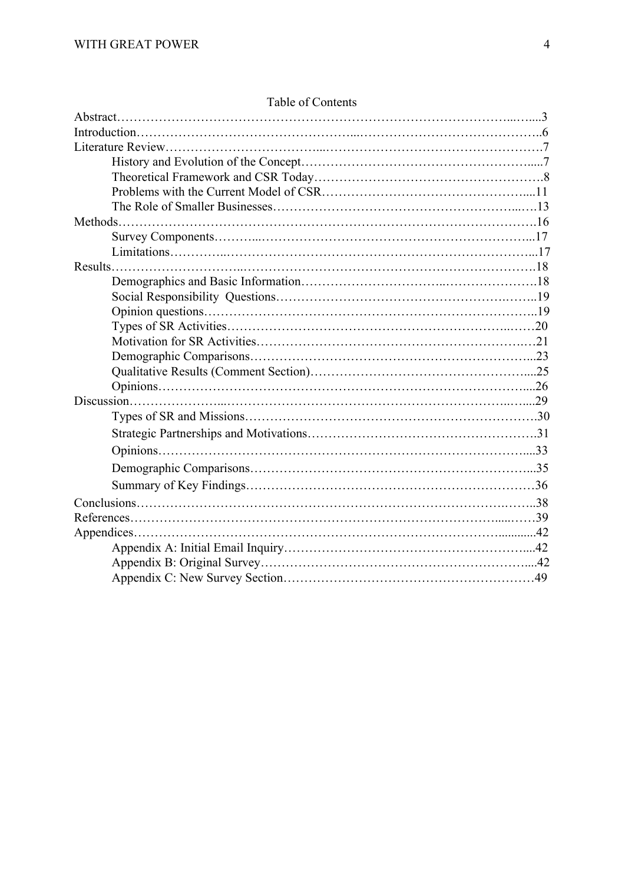# Table of Contents

Abstract……………………………………………………………………………………...…...3
Introduction……………………………………………...…………………………………………..6
Literature Review……………………………...…………………………………………………….7
    History and Evolution of the Concept……………………………………………….....7
    Theoretical Framework and CSR Today……………………………………………….8
    Problems with the Current Model of CSR…………………………….…………….....11
    The Role of Smaller Businesses…………………………………………………...….13
Methods…………………………………………………………………………………………….16
    Survey Components………...…………………………………………………………...17
    Limitations…………..………………………………………………………………...17
Results……………………….…..………………………………………………………………….18
    Demographics and Basic Information…………………………..…………………….18
    Social Responsibility Questions……………………………………………….……..19
    Opinion questions……………………………………………………………………..19
    Types of SR Activities……………………………………………………………..……20
    Motivation for SR Activities…………………………………………………………….21
    Demographic Comparisons……………………………………………………………...23
    Qualitative Results (Comment Section)………………………………………………....25
    Opinions…………………………………………………………………………………....26
Discussion…………………...………………………………………………………………..…...29
    Types of SR and Missions……………………………………………………………….30
    Strategic Partnerships and Motivations……………………………………………….31
    Opinions…………………………………………………………………………………...33
    Demographic Comparisons……………………………………………………………...35
    Summary of Key Findings………………………………………………………………36
Conclusions……………………………………………………………………………….……..38
References………………………………………………………………………………....……39
Appendices………………………………………………………………………………............42
    Appendix A: Initial Email Inquiry…………………………………………………....42
    Appendix B: Original Survey……………………………………………………….....42
    Appendix C: New Survey Section…………………………………………………….49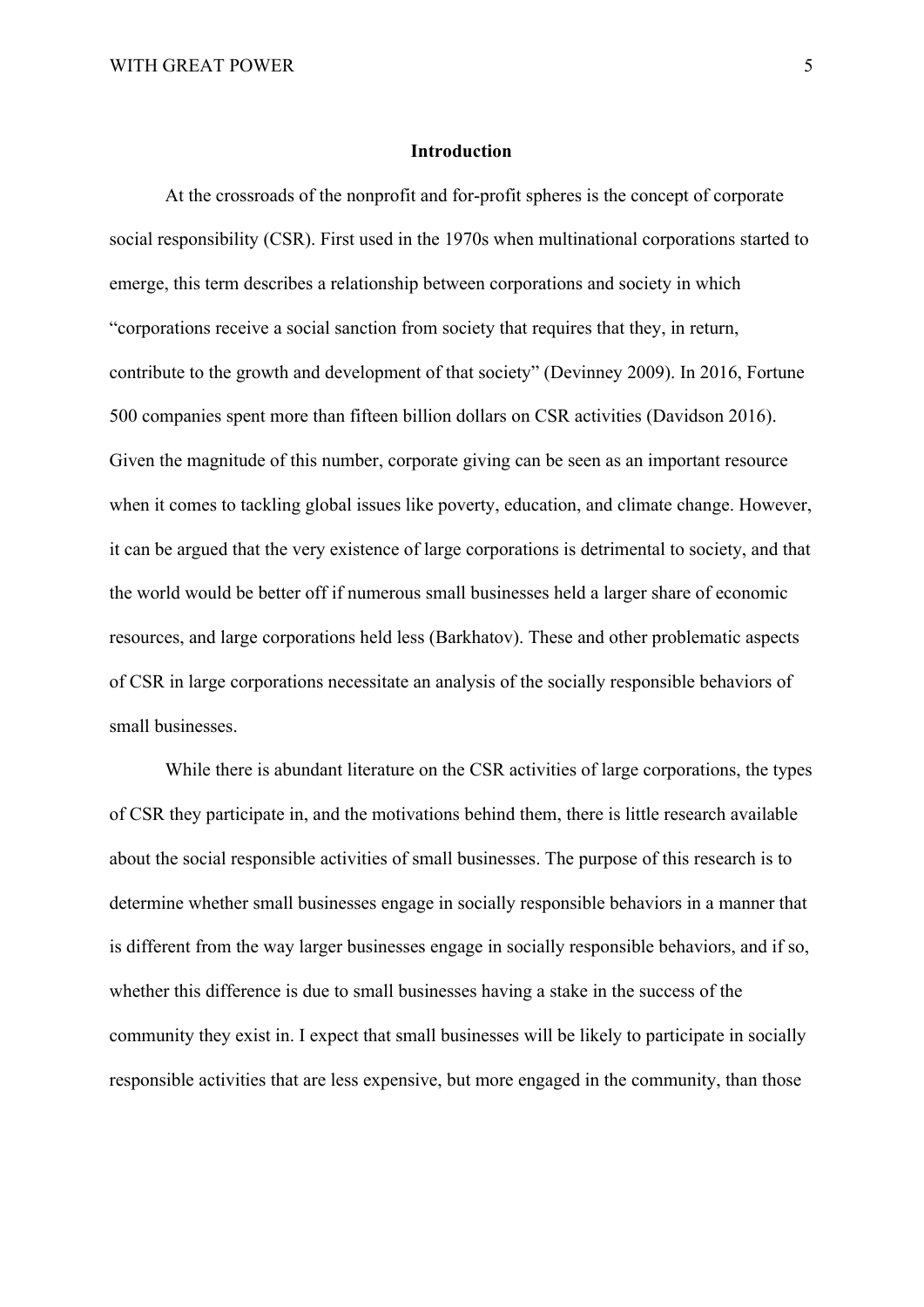## Introduction

At the crossroads of the nonprofit and for-profit spheres is the concept of corporate social responsibility (CSR). First used in the 1970s when multinational corporations started to emerge, this term describes a relationship between corporations and society in which "corporations receive a social sanction from society that requires that they, in return, contribute to the growth and development of that society" (Devinney 2009). In 2016, Fortune 500 companies spent more than fifteen billion dollars on CSR activities (Davidson 2016). Given the magnitude of this number, corporate giving can be seen as an important resource when it comes to tackling global issues like poverty, education, and climate change. However, it can be argued that the very existence of large corporations is detrimental to society, and that the world would be better off if numerous small businesses held a larger share of economic resources, and large corporations held less (Barkhatov). These and other problematic aspects of CSR in large corporations necessitate an analysis of the socially responsible behaviors of small businesses.

While there is abundant literature on the CSR activities of large corporations, the types of CSR they participate in, and the motivations behind them, there is little research available about the social responsible activities of small businesses. The purpose of this research is to determine whether small businesses engage in socially responsible behaviors in a manner that is different from the way larger businesses engage in socially responsible behaviors, and if so, whether this difference is due to small businesses having a stake in the success of the community they exist in. I expect that small businesses will be likely to participate in socially responsible activities that are less expensive, but more engaged in the community, than those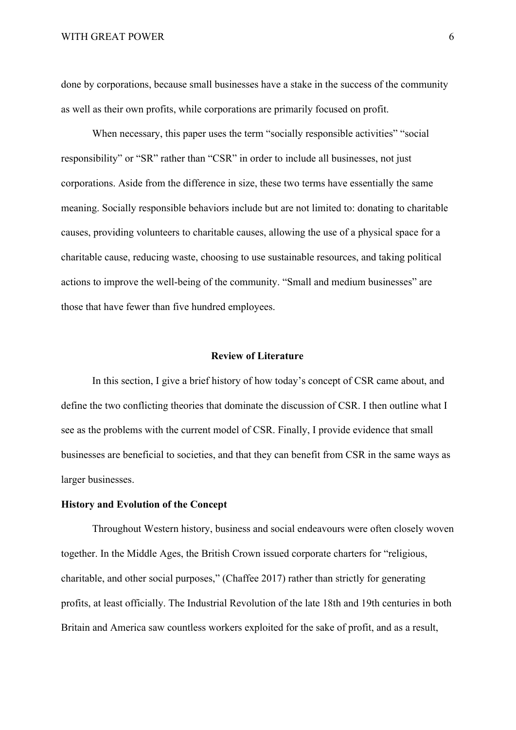done by corporations, because small businesses have a stake in the success of the community as well as their own profits, while corporations are primarily focused on profit.

When necessary, this paper uses the term "socially responsible activities" "social responsibility" or "SR" rather than "CSR" in order to include all businesses, not just corporations. Aside from the difference in size, these two terms have essentially the same meaning. Socially responsible behaviors include but are not limited to: donating to charitable causes, providing volunteers to charitable causes, allowing the use of a physical space for a charitable cause, reducing waste, choosing to use sustainable resources, and taking political actions to improve the well-being of the community. "Small and medium businesses" are those that have fewer than five hundred employees.

## Review of Literature

In this section, I give a brief history of how today's concept of CSR came about, and define the two conflicting theories that dominate the discussion of CSR. I then outline what I see as the problems with the current model of CSR. Finally, I provide evidence that small businesses are beneficial to societies, and that they can benefit from CSR in the same ways as larger businesses.

### History and Evolution of the Concept

Throughout Western history, business and social endeavours were often closely woven together. In the Middle Ages, the British Crown issued corporate charters for "religious, charitable, and other social purposes," (Chaffee 2017) rather than strictly for generating profits, at least officially. The Industrial Revolution of the late 18th and 19th centuries in both Britain and America saw countless workers exploited for the sake of profit, and as a result,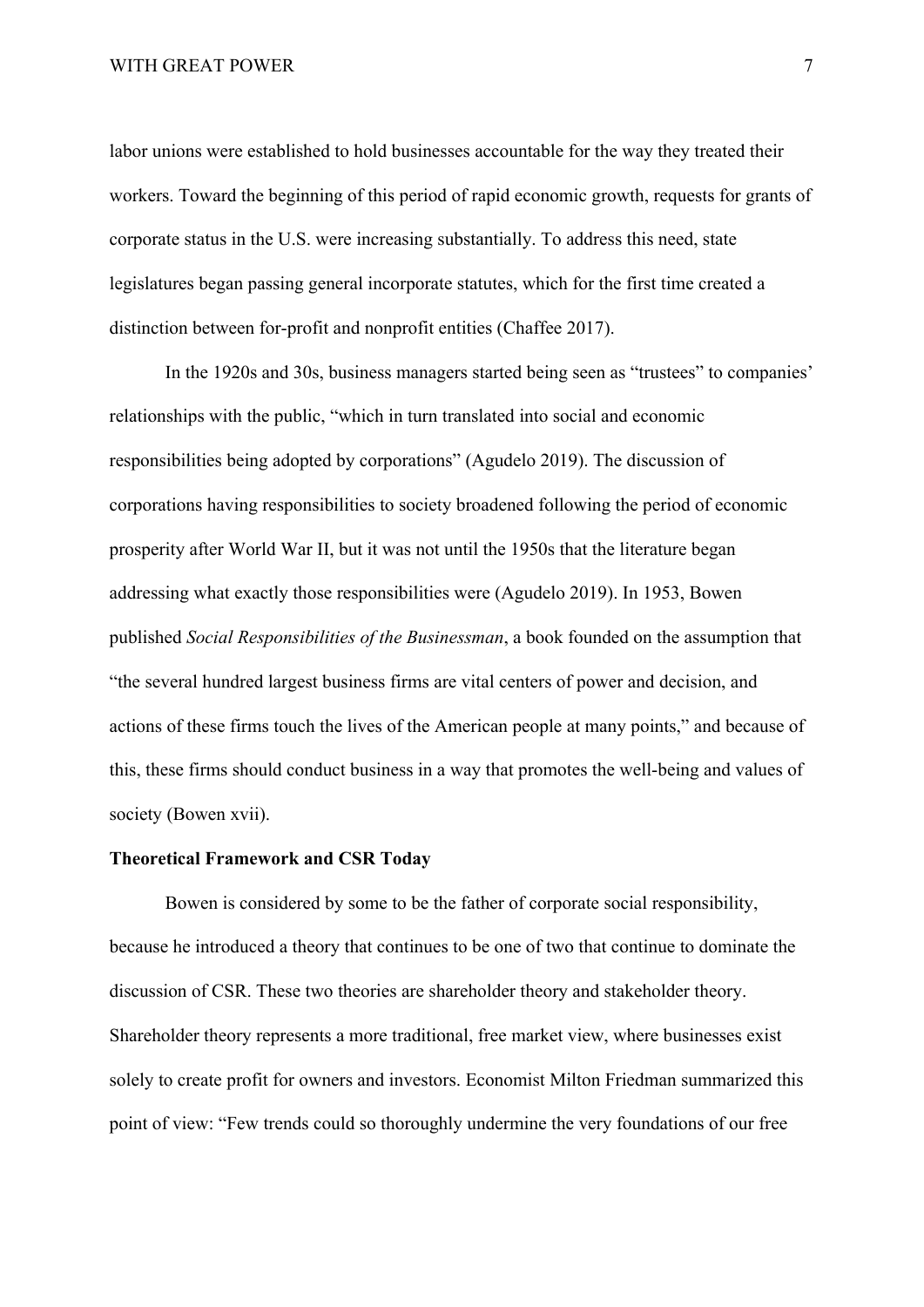labor unions were established to hold businesses accountable for the way they treated their workers. Toward the beginning of this period of rapid economic growth, requests for grants of corporate status in the U.S. were increasing substantially. To address this need, state legislatures began passing general incorporate statutes, which for the first time created a distinction between for-profit and nonprofit entities (Chaffee 2017).

In the 1920s and 30s, business managers started being seen as "trustees" to companies' relationships with the public, "which in turn translated into social and economic responsibilities being adopted by corporations" (Agudelo 2019). The discussion of corporations having responsibilities to society broadened following the period of economic prosperity after World War II, but it was not until the 1950s that the literature began addressing what exactly those responsibilities were (Agudelo 2019). In 1953, Bowen published *Social Responsibilities of the Businessman*, a book founded on the assumption that "the several hundred largest business firms are vital centers of power and decision, and actions of these firms touch the lives of the American people at many points," and because of this, these firms should conduct business in a way that promotes the well-being and values of society (Bowen xvii).

**Theoretical Framework and CSR Today**

Bowen is considered by some to be the father of corporate social responsibility, because he introduced a theory that continues to be one of two that continue to dominate the discussion of CSR. These two theories are shareholder theory and stakeholder theory. Shareholder theory represents a more traditional, free market view, where businesses exist solely to create profit for owners and investors. Economist Milton Friedman summarized this point of view: "Few trends could so thoroughly undermine the very foundations of our free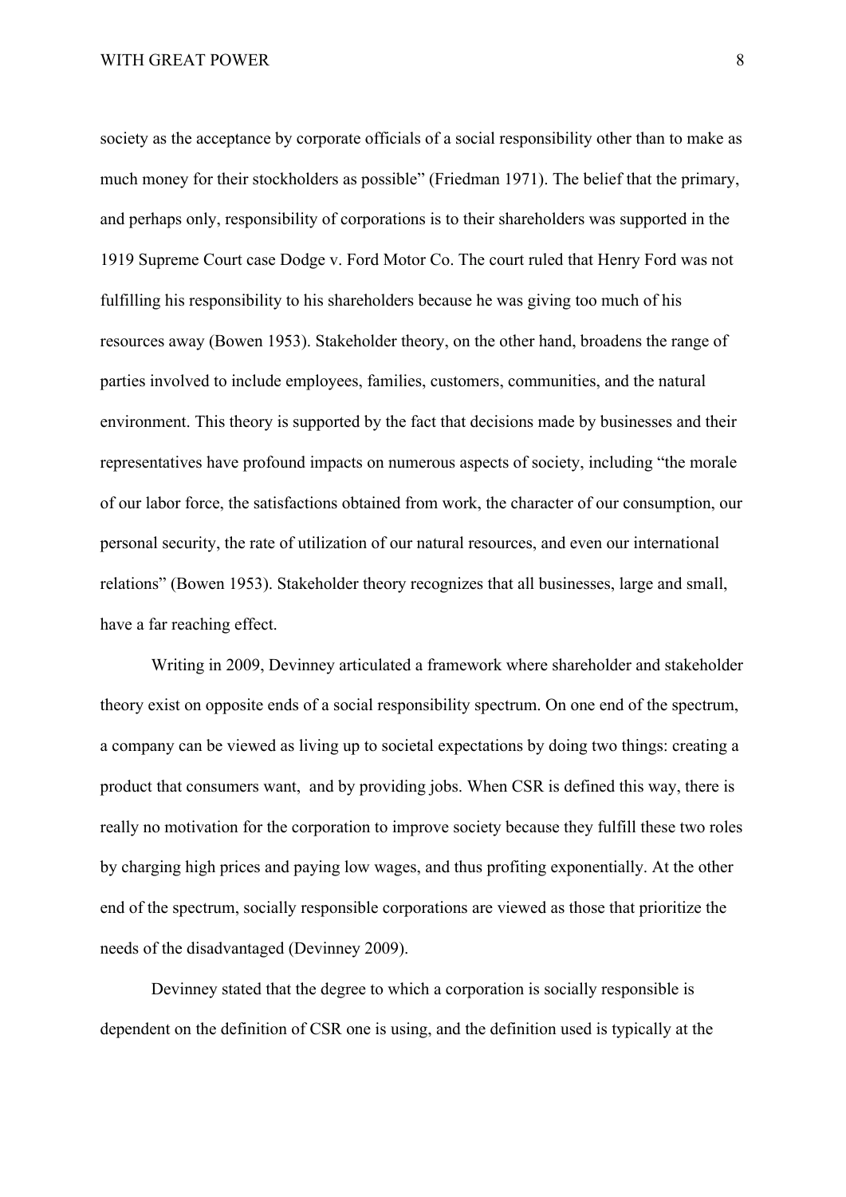society as the acceptance by corporate officials of a social responsibility other than to make as much money for their stockholders as possible" (Friedman 1971). The belief that the primary, and perhaps only, responsibility of corporations is to their shareholders was supported in the 1919 Supreme Court case Dodge v. Ford Motor Co. The court ruled that Henry Ford was not fulfilling his responsibility to his shareholders because he was giving too much of his resources away (Bowen 1953). Stakeholder theory, on the other hand, broadens the range of parties involved to include employees, families, customers, communities, and the natural environment. This theory is supported by the fact that decisions made by businesses and their representatives have profound impacts on numerous aspects of society, including "the morale of our labor force, the satisfactions obtained from work, the character of our consumption, our personal security, the rate of utilization of our natural resources, and even our international relations" (Bowen 1953). Stakeholder theory recognizes that all businesses, large and small, have a far reaching effect.

Writing in 2009, Devinney articulated a framework where shareholder and stakeholder theory exist on opposite ends of a social responsibility spectrum. On one end of the spectrum, a company can be viewed as living up to societal expectations by doing two things: creating a product that consumers want,  and by providing jobs. When CSR is defined this way, there is really no motivation for the corporation to improve society because they fulfill these two roles by charging high prices and paying low wages, and thus profiting exponentially. At the other end of the spectrum, socially responsible corporations are viewed as those that prioritize the needs of the disadvantaged (Devinney 2009).

Devinney stated that the degree to which a corporation is socially responsible is dependent on the definition of CSR one is using, and the definition used is typically at the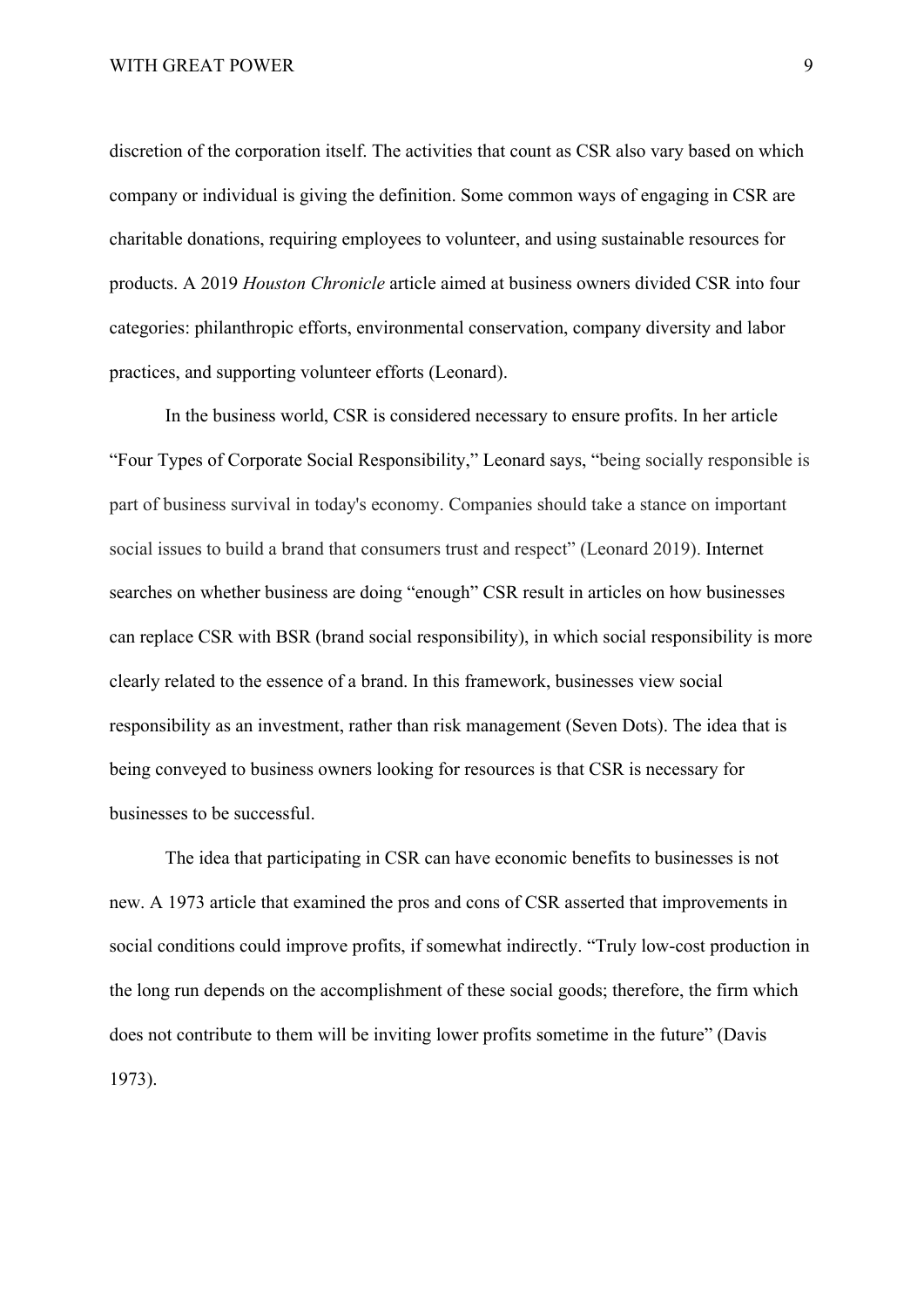discretion of the corporation itself. The activities that count as CSR also vary based on which company or individual is giving the definition. Some common ways of engaging in CSR are charitable donations, requiring employees to volunteer, and using sustainable resources for products. A 2019 *Houston Chronicle* article aimed at business owners divided CSR into four categories: philanthropic efforts, environmental conservation, company diversity and labor practices, and supporting volunteer efforts (Leonard).

In the business world, CSR is considered necessary to ensure profits. In her article "Four Types of Corporate Social Responsibility," Leonard says, "being socially responsible is part of business survival in today's economy. Companies should take a stance on important social issues to build a brand that consumers trust and respect" (Leonard 2019). Internet searches on whether business are doing "enough" CSR result in articles on how businesses can replace CSR with BSR (brand social responsibility), in which social responsibility is more clearly related to the essence of a brand. In this framework, businesses view social responsibility as an investment, rather than risk management (Seven Dots). The idea that is being conveyed to business owners looking for resources is that CSR is necessary for businesses to be successful.

The idea that participating in CSR can have economic benefits to businesses is not new. A 1973 article that examined the pros and cons of CSR asserted that improvements in social conditions could improve profits, if somewhat indirectly. "Truly low-cost production in the long run depends on the accomplishment of these social goods; therefore, the firm which does not contribute to them will be inviting lower profits sometime in the future" (Davis 1973).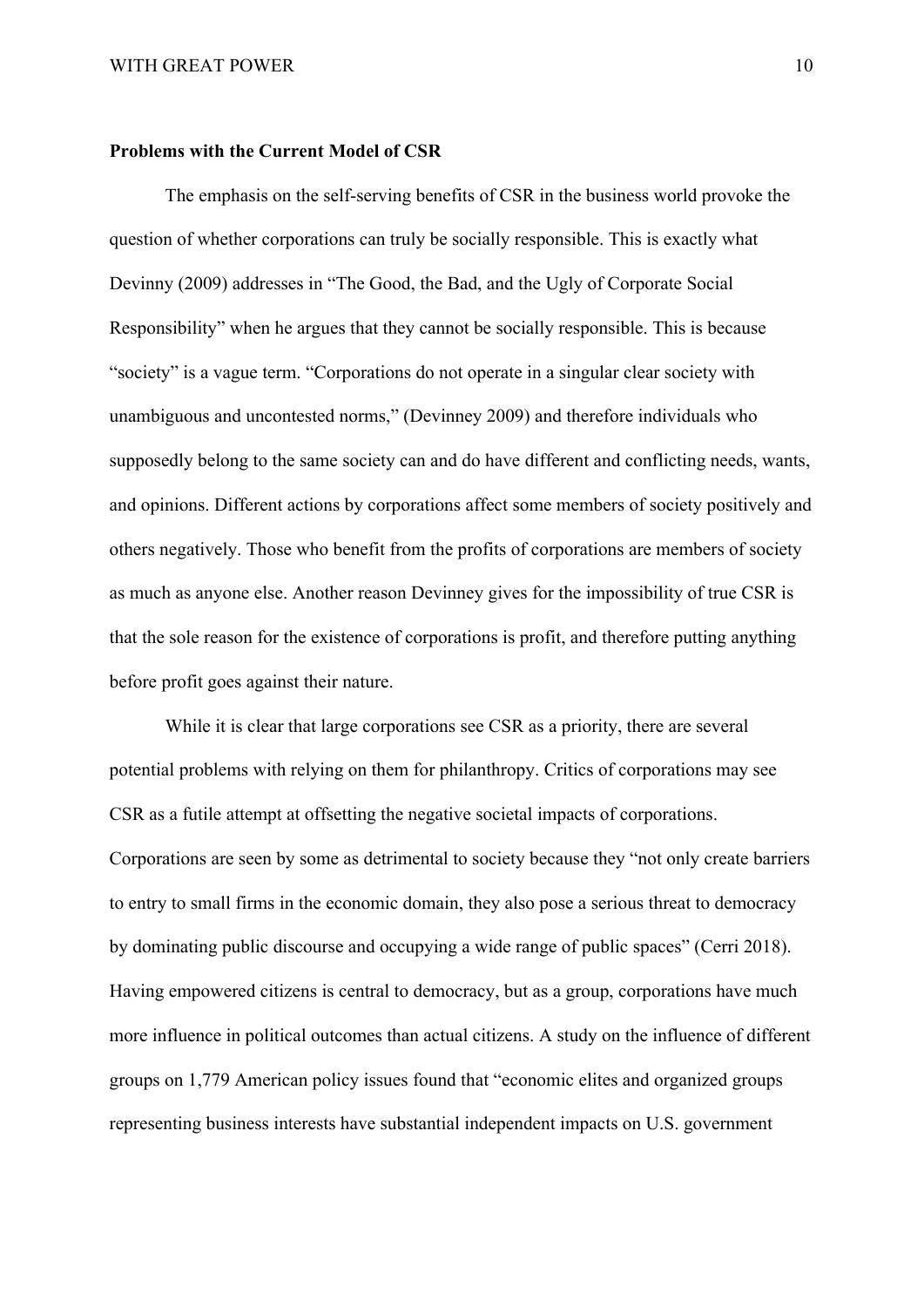**Problems with the Current Model of CSR**

The emphasis on the self-serving benefits of CSR in the business world provoke the question of whether corporations can truly be socially responsible. This is exactly what Devinny (2009) addresses in "The Good, the Bad, and the Ugly of Corporate Social Responsibility" when he argues that they cannot be socially responsible. This is because "society" is a vague term. "Corporations do not operate in a singular clear society with unambiguous and uncontested norms," (Devinney 2009) and therefore individuals who supposedly belong to the same society can and do have different and conflicting needs, wants, and opinions. Different actions by corporations affect some members of society positively and others negatively. Those who benefit from the profits of corporations are members of society as much as anyone else. Another reason Devinney gives for the impossibility of true CSR is that the sole reason for the existence of corporations is profit, and therefore putting anything before profit goes against their nature.

While it is clear that large corporations see CSR as a priority, there are several potential problems with relying on them for philanthropy. Critics of corporations may see CSR as a futile attempt at offsetting the negative societal impacts of corporations. Corporations are seen by some as detrimental to society because they "not only create barriers to entry to small firms in the economic domain, they also pose a serious threat to democracy by dominating public discourse and occupying a wide range of public spaces" (Cerri 2018). Having empowered citizens is central to democracy, but as a group, corporations have much more influence in political outcomes than actual citizens. A study on the influence of different groups on 1,779 American policy issues found that "economic elites and organized groups representing business interests have substantial independent impacts on U.S. government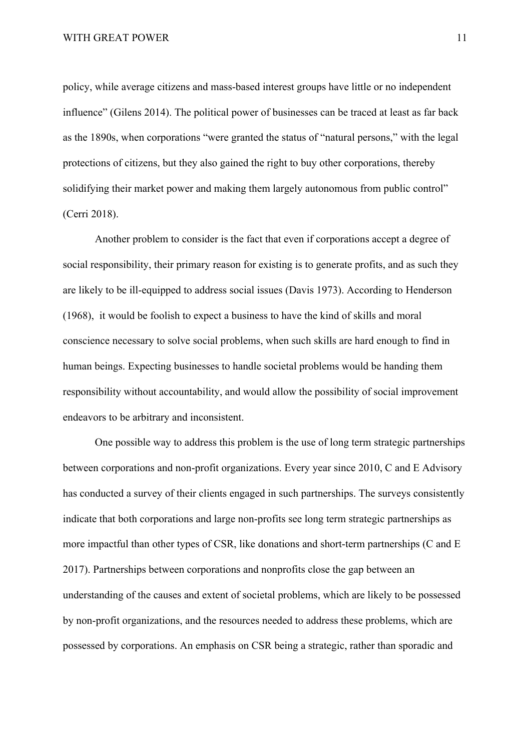policy, while average citizens and mass-based interest groups have little or no independent influence" (Gilens 2014). The political power of businesses can be traced at least as far back as the 1890s, when corporations "were granted the status of "natural persons," with the legal protections of citizens, but they also gained the right to buy other corporations, thereby solidifying their market power and making them largely autonomous from public control" (Cerri 2018).

Another problem to consider is the fact that even if corporations accept a degree of social responsibility, their primary reason for existing is to generate profits, and as such they are likely to be ill-equipped to address social issues (Davis 1973). According to Henderson (1968), it would be foolish to expect a business to have the kind of skills and moral conscience necessary to solve social problems, when such skills are hard enough to find in human beings. Expecting businesses to handle societal problems would be handing them responsibility without accountability, and would allow the possibility of social improvement endeavors to be arbitrary and inconsistent.

One possible way to address this problem is the use of long term strategic partnerships between corporations and non-profit organizations. Every year since 2010, C and E Advisory has conducted a survey of their clients engaged in such partnerships. The surveys consistently indicate that both corporations and large non-profits see long term strategic partnerships as more impactful than other types of CSR, like donations and short-term partnerships (C and E 2017). Partnerships between corporations and nonprofits close the gap between an understanding of the causes and extent of societal problems, which are likely to be possessed by non-profit organizations, and the resources needed to address these problems, which are possessed by corporations. An emphasis on CSR being a strategic, rather than sporadic and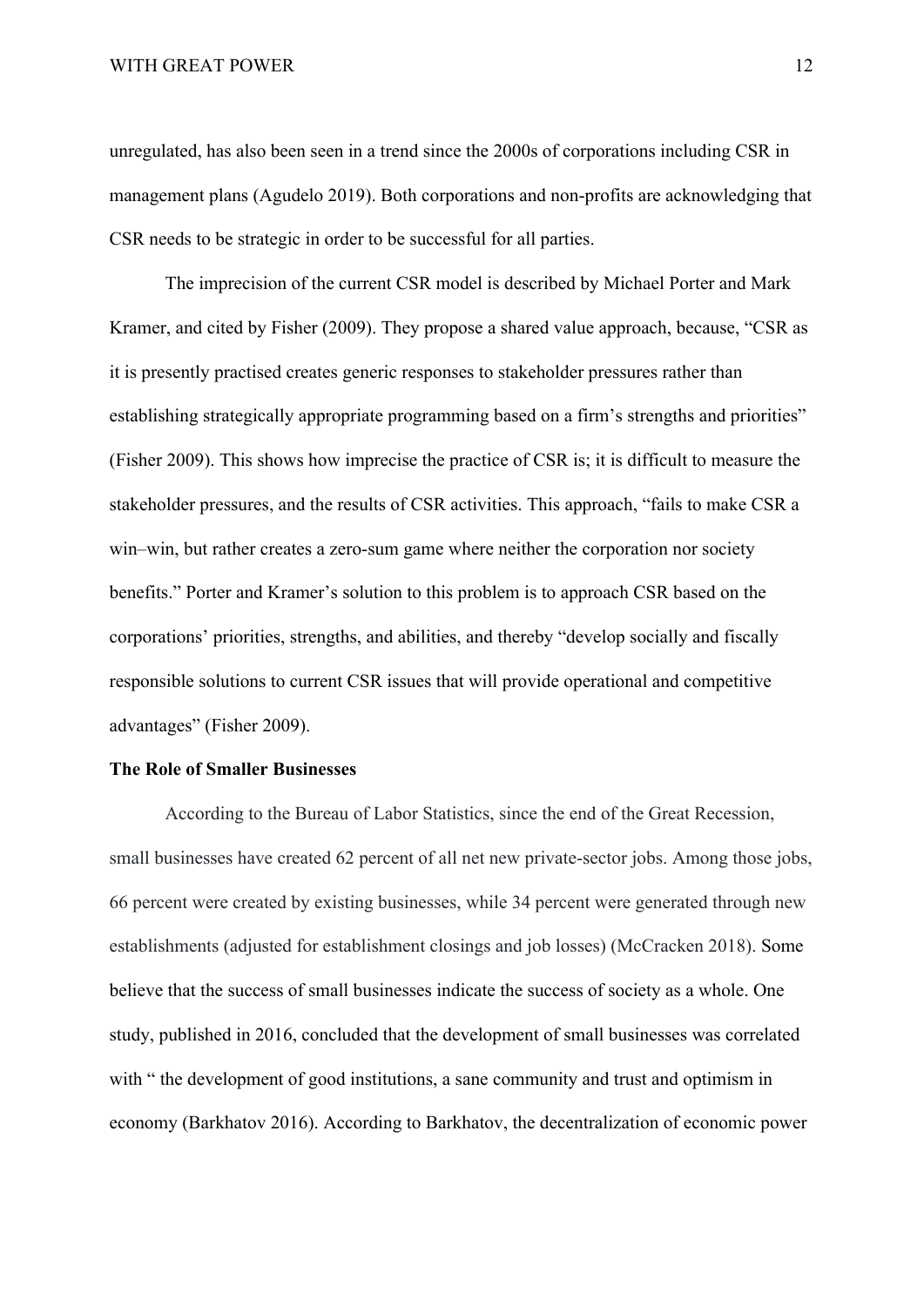unregulated, has also been seen in a trend since the 2000s of corporations including CSR in management plans (Agudelo 2019). Both corporations and non-profits are acknowledging that CSR needs to be strategic in order to be successful for all parties.

The imprecision of the current CSR model is described by Michael Porter and Mark Kramer, and cited by Fisher (2009). They propose a shared value approach, because, "CSR as it is presently practised creates generic responses to stakeholder pressures rather than establishing strategically appropriate programming based on a firm's strengths and priorities" (Fisher 2009). This shows how imprecise the practice of CSR is; it is difficult to measure the stakeholder pressures, and the results of CSR activities. This approach, "fails to make CSR a win–win, but rather creates a zero-sum game where neither the corporation nor society benefits." Porter and Kramer's solution to this problem is to approach CSR based on the corporations' priorities, strengths, and abilities, and thereby "develop socially and fiscally responsible solutions to current CSR issues that will provide operational and competitive advantages" (Fisher 2009).

**The Role of Smaller Businesses**

According to the Bureau of Labor Statistics, since the end of the Great Recession, small businesses have created 62 percent of all net new private-sector jobs. Among those jobs, 66 percent were created by existing businesses, while 34 percent were generated through new establishments (adjusted for establishment closings and job losses) (McCracken 2018). Some believe that the success of small businesses indicate the success of society as a whole. One study, published in 2016, concluded that the development of small businesses was correlated with " the development of good institutions, a sane community and trust and optimism in economy (Barkhatov 2016). According to Barkhatov, the decentralization of economic power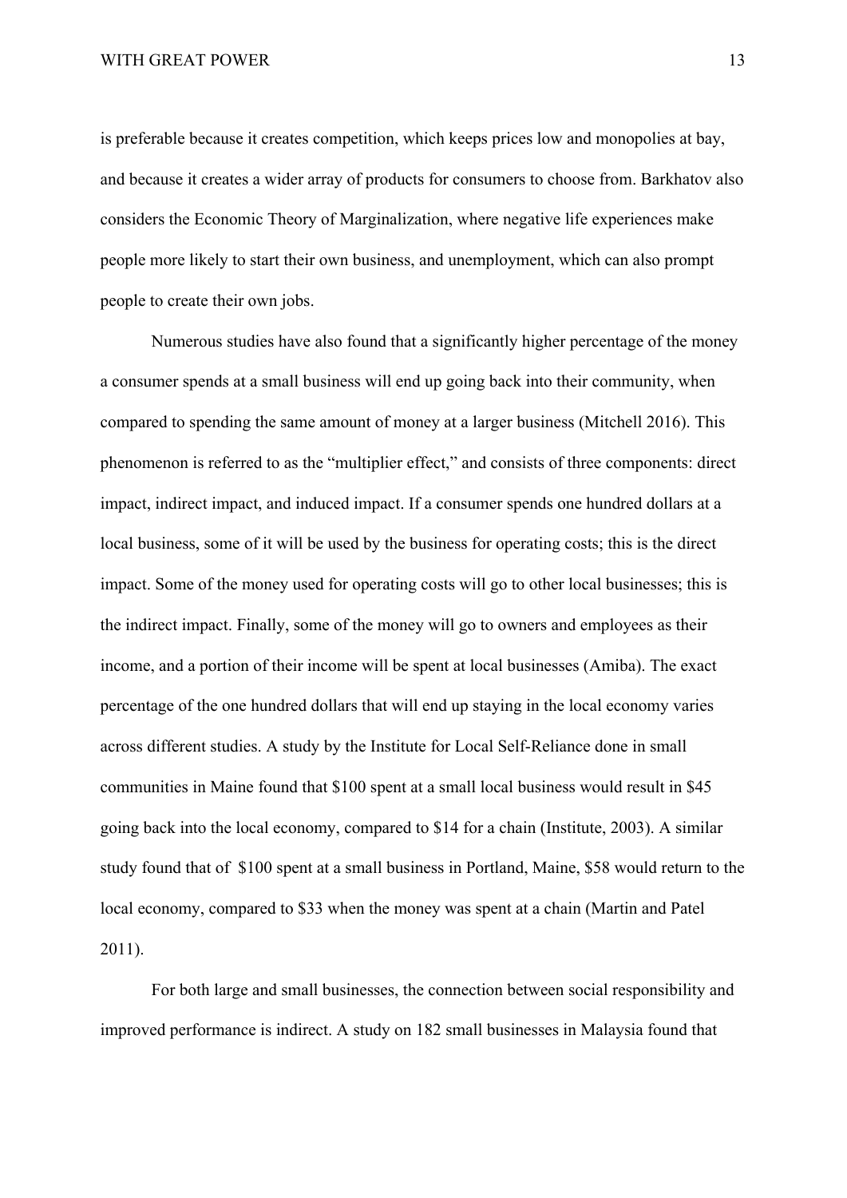is preferable because it creates competition, which keeps prices low and monopolies at bay, and because it creates a wider array of products for consumers to choose from. Barkhatov also considers the Economic Theory of Marginalization, where negative life experiences make people more likely to start their own business, and unemployment, which can also prompt people to create their own jobs.

Numerous studies have also found that a significantly higher percentage of the money a consumer spends at a small business will end up going back into their community, when compared to spending the same amount of money at a larger business (Mitchell 2016). This phenomenon is referred to as the "multiplier effect," and consists of three components: direct impact, indirect impact, and induced impact. If a consumer spends one hundred dollars at a local business, some of it will be used by the business for operating costs; this is the direct impact. Some of the money used for operating costs will go to other local businesses; this is the indirect impact. Finally, some of the money will go to owners and employees as their income, and a portion of their income will be spent at local businesses (Amiba). The exact percentage of the one hundred dollars that will end up staying in the local economy varies across different studies. A study by the Institute for Local Self-Reliance done in small communities in Maine found that \$100 spent at a small local business would result in \$45 going back into the local economy, compared to \$14 for a chain (Institute, 2003). A similar study found that of \$100 spent at a small business in Portland, Maine, \$58 would return to the local economy, compared to \$33 when the money was spent at a chain (Martin and Patel 2011).

For both large and small businesses, the connection between social responsibility and improved performance is indirect. A study on 182 small businesses in Malaysia found that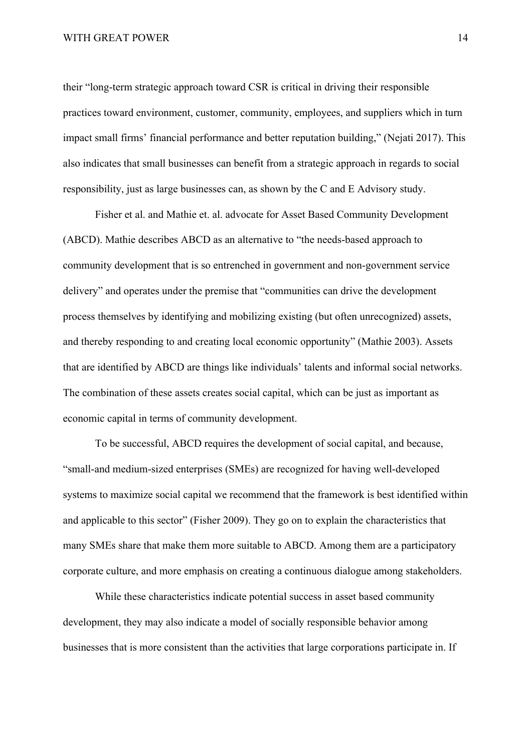their "long-term strategic approach toward CSR is critical in driving their responsible practices toward environment, customer, community, employees, and suppliers which in turn impact small firms' financial performance and better reputation building," (Nejati 2017). This also indicates that small businesses can benefit from a strategic approach in regards to social responsibility, just as large businesses can, as shown by the C and E Advisory study.

Fisher et al. and Mathie et. al. advocate for Asset Based Community Development (ABCD). Mathie describes ABCD as an alternative to "the needs-based approach to community development that is so entrenched in government and non-government service delivery" and operates under the premise that "communities can drive the development process themselves by identifying and mobilizing existing (but often unrecognized) assets, and thereby responding to and creating local economic opportunity" (Mathie 2003). Assets that are identified by ABCD are things like individuals' talents and informal social networks. The combination of these assets creates social capital, which can be just as important as economic capital in terms of community development.

To be successful, ABCD requires the development of social capital, and because, "small-and medium-sized enterprises (SMEs) are recognized for having well-developed systems to maximize social capital we recommend that the framework is best identified within and applicable to this sector" (Fisher 2009). They go on to explain the characteristics that many SMEs share that make them more suitable to ABCD. Among them are a participatory corporate culture, and more emphasis on creating a continuous dialogue among stakeholders.

While these characteristics indicate potential success in asset based community development, they may also indicate a model of socially responsible behavior among businesses that is more consistent than the activities that large corporations participate in. If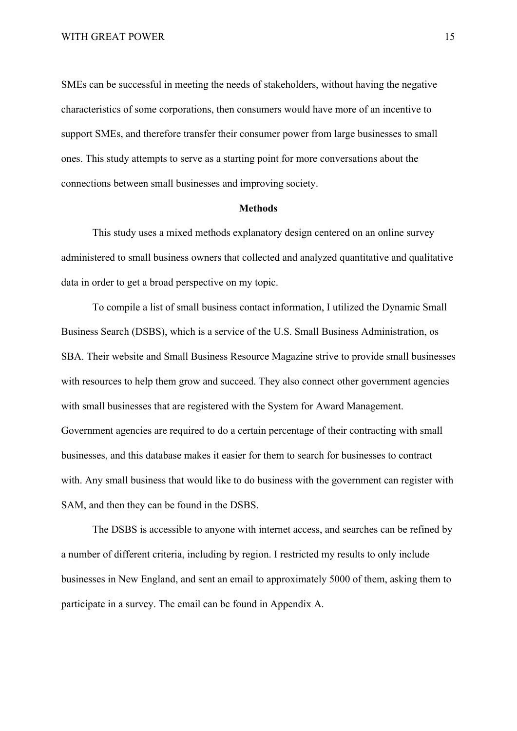SMEs can be successful in meeting the needs of stakeholders, without having the negative characteristics of some corporations, then consumers would have more of an incentive to support SMEs, and therefore transfer their consumer power from large businesses to small ones. This study attempts to serve as a starting point for more conversations about the connections between small businesses and improving society.

## Methods

This study uses a mixed methods explanatory design centered on an online survey administered to small business owners that collected and analyzed quantitative and qualitative data in order to get a broad perspective on my topic.

To compile a list of small business contact information, I utilized the Dynamic Small Business Search (DSBS), which is a service of the U.S. Small Business Administration, os SBA. Their website and Small Business Resource Magazine strive to provide small businesses with resources to help them grow and succeed. They also connect other government agencies with small businesses that are registered with the System for Award Management. Government agencies are required to do a certain percentage of their contracting with small businesses, and this database makes it easier for them to search for businesses to contract with. Any small business that would like to do business with the government can register with SAM, and then they can be found in the DSBS.

The DSBS is accessible to anyone with internet access, and searches can be refined by a number of different criteria, including by region. I restricted my results to only include businesses in New England, and sent an email to approximately 5000 of them, asking them to participate in a survey. The email can be found in Appendix A.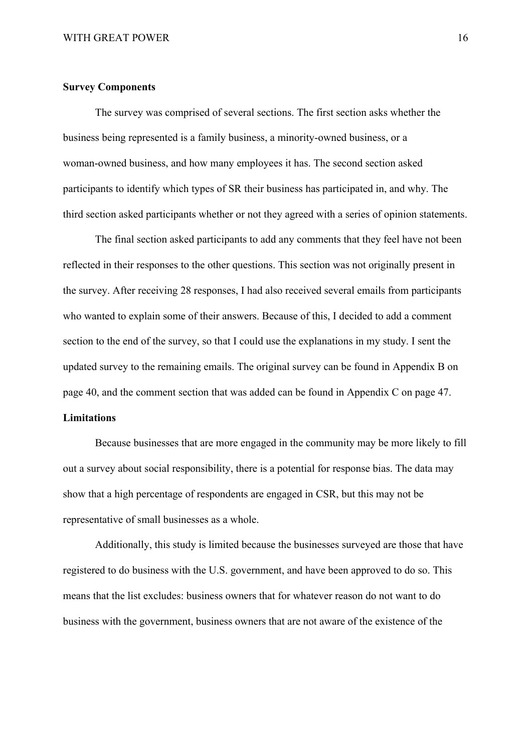**Survey Components**

The survey was comprised of several sections. The first section asks whether the business being represented is a family business, a minority-owned business, or a woman-owned business, and how many employees it has. The second section asked participants to identify which types of SR their business has participated in, and why. The third section asked participants whether or not they agreed with a series of opinion statements.

The final section asked participants to add any comments that they feel have not been reflected in their responses to the other questions. This section was not originally present in the survey. After receiving 28 responses, I had also received several emails from participants who wanted to explain some of their answers. Because of this, I decided to add a comment section to the end of the survey, so that I could use the explanations in my study. I sent the updated survey to the remaining emails. The original survey can be found in Appendix B on page 40, and the comment section that was added can be found in Appendix C on page 47.

**Limitations**

Because businesses that are more engaged in the community may be more likely to fill out a survey about social responsibility, there is a potential for response bias. The data may show that a high percentage of respondents are engaged in CSR, but this may not be representative of small businesses as a whole.

Additionally, this study is limited because the businesses surveyed are those that have registered to do business with the U.S. government, and have been approved to do so. This means that the list excludes: business owners that for whatever reason do not want to do business with the government, business owners that are not aware of the existence of the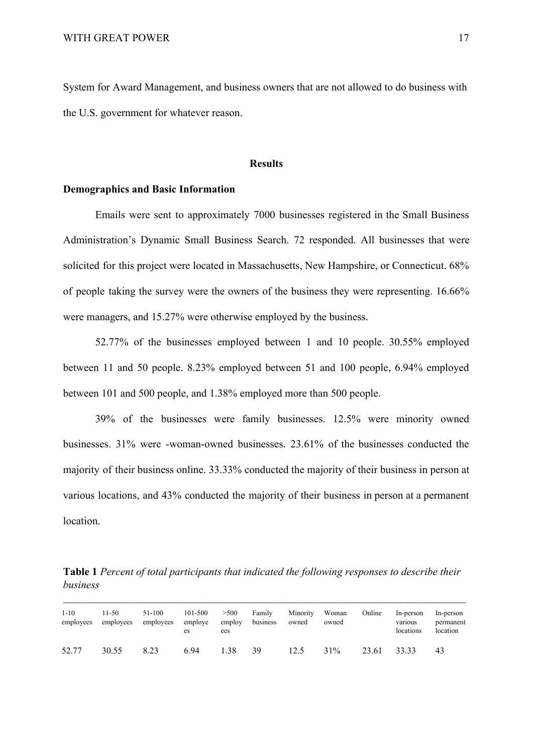System for Award Management, and business owners that are not allowed to do business with the U.S. government for whatever reason.

## Results

### Demographics and Basic Information

Emails were sent to approximately 7000 businesses registered in the Small Business Administration's Dynamic Small Business Search. 72 responded. All businesses that were solicited for this project were located in Massachusetts, New Hampshire, or Connecticut. 68% of people taking the survey were the owners of the business they were representing. 16.66% were managers, and 15.27% were otherwise employed by the business.

52.77% of the businesses employed between 1 and 10 people. 30.55% employed between 11 and 50 people. 8.23% employed between 51 and 100 people, 6.94% employed between 101 and 500 people, and 1.38% employed more than 500 people.

39% of the businesses were family businesses. 12.5% were minority owned businesses. 31% were -woman-owned businesses. 23.61% of the businesses conducted the majority of their business online. 33.33% conducted the majority of their business in person at various locations, and 43% conducted the majority of their business in person at a permanent location.

**Table 1** *Percent of total participants that indicated the following responses to describe their business*

| 1-10 employees | 11-50 employees | 51-100 employees | 101-500 employees | >500 employees | Family business | Minority owned | Woman owned | Online | In-person various locations | In-person permanent location |
|---|---|---|---|---|---|---|---|---|---|---|
| 52.77 | 30.55 | 8.23 | 6.94 | 1.38 | 39 | 12.5 | 31% | 23.61 | 33.33 | 43 |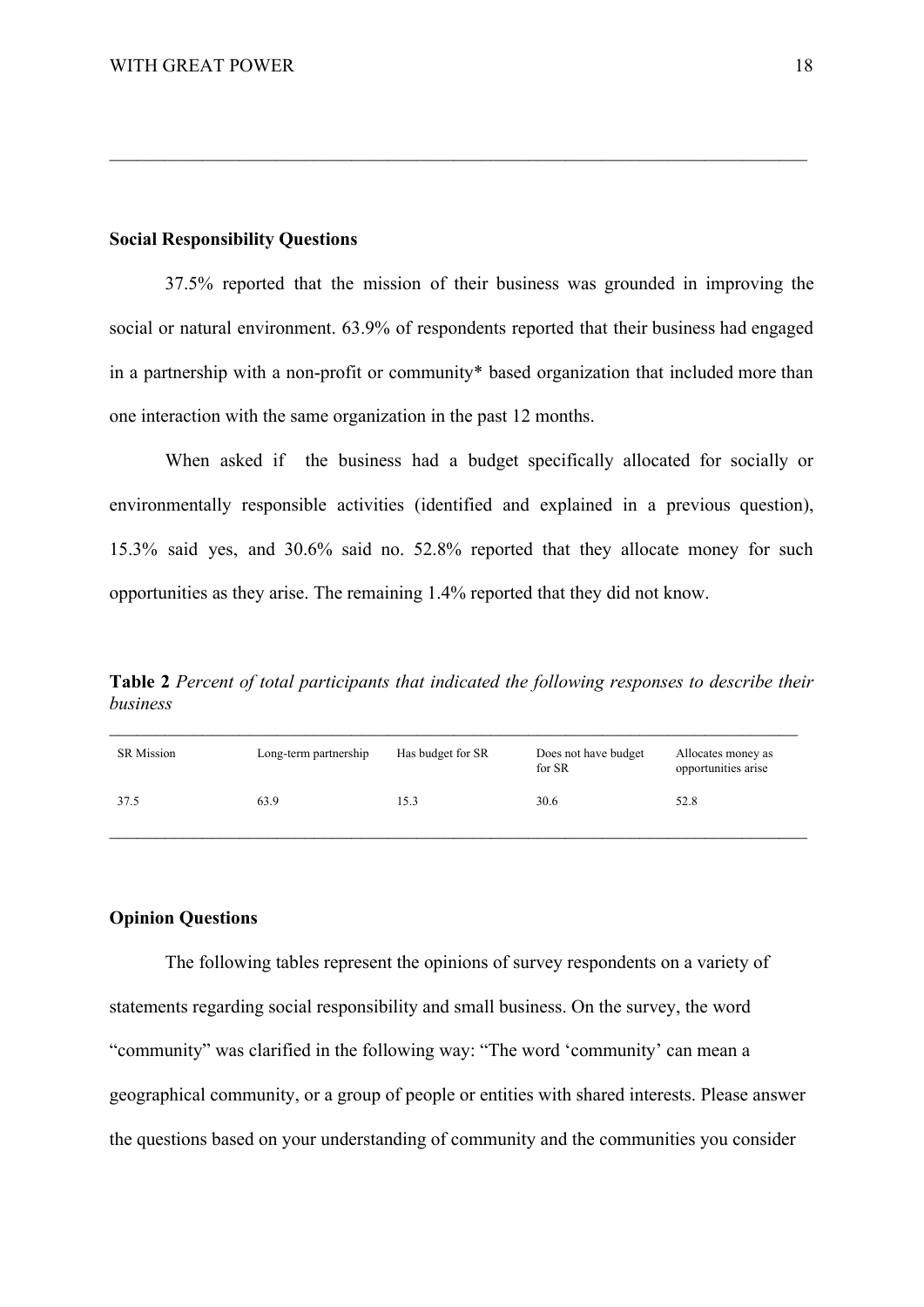## Social Responsibility Questions

37.5% reported that the mission of their business was grounded in improving the social or natural environment. 63.9% of respondents reported that their business had engaged in a partnership with a non-profit or community* based organization that included more than one interaction with the same organization in the past 12 months.

When asked if the business had a budget specifically allocated for socially or environmentally responsible activities (identified and explained in a previous question), 15.3% said yes, and 30.6% said no. 52.8% reported that they allocate money for such opportunities as they arise. The remaining 1.4% reported that they did not know.

**Table 2** *Percent of total participants that indicated the following responses to describe their business*

| SR Mission | Long-term partnership | Has budget for SR | Does not have budget for SR | Allocates money as opportunities arise |
|---|---|---|---|---|
| 37.5 | 63.9 | 15.3 | 30.6 | 52.8 |

## Opinion Questions

The following tables represent the opinions of survey respondents on a variety of statements regarding social responsibility and small business. On the survey, the word "community" was clarified in the following way: "The word 'community' can mean a geographical community, or a group of people or entities with shared interests. Please answer the questions based on your understanding of community and the communities you consider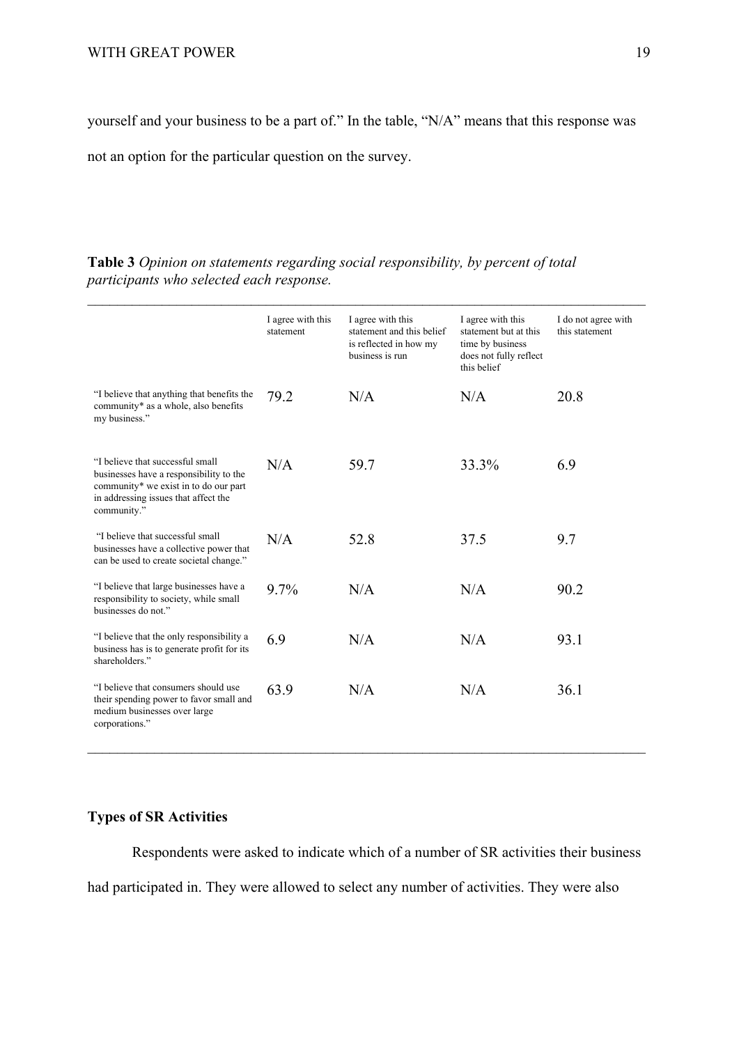yourself and your business to be a part of." In the table, "N/A" means that this response was not an option for the particular question on the survey.

**Table 3** *Opinion on statements regarding social responsibility, by percent of total participants who selected each response.*

| | I agree with this statement | I agree with this statement and this belief is reflected in how my business is run | I agree with this statement but at this time by business does not fully reflect this belief | I do not agree with this statement |
|---|---|---|---|---|
| "I believe that anything that benefits the community* as a whole, also benefits my business." | 79.2 | N/A | N/A | 20.8 |
| "I believe that successful small businesses have a responsibility to the community* we exist in to do our part in addressing issues that affect the community." | N/A | 59.7 | 33.3% | 6.9 |
| "I believe that successful small businesses have a collective power that can be used to create societal change." | N/A | 52.8 | 37.5 | 9.7 |
| "I believe that large businesses have a responsibility to society, while small businesses do not." | 9.7% | N/A | N/A | 90.2 |
| "I believe that the only responsibility a business has is to generate profit for its shareholders." | 6.9 | N/A | N/A | 93.1 |
| "I believe that consumers should use their spending power to favor small and medium businesses over large corporations." | 63.9 | N/A | N/A | 36.1 |

### Types of SR Activities

Respondents were asked to indicate which of a number of SR activities their business had participated in. They were allowed to select any number of activities. They were also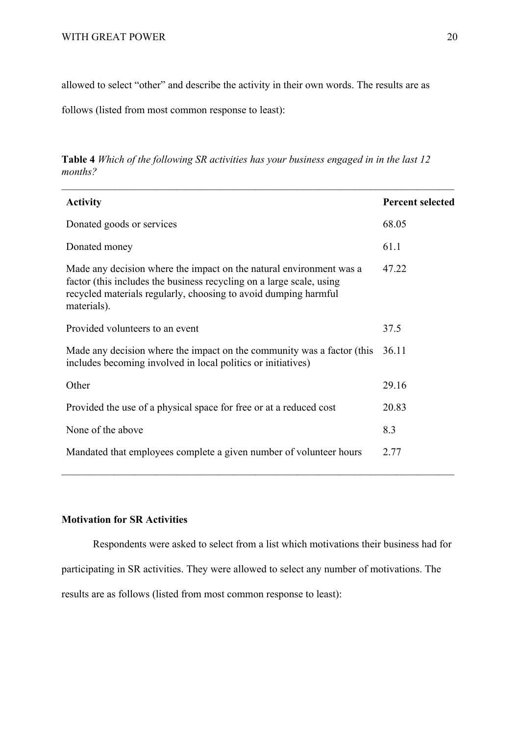allowed to select "other" and describe the activity in their own words. The results are as follows (listed from most common response to least):

**Table 4** *Which of the following SR activities has your business engaged in in the last 12 months?*

| Activity | Percent selected |
|---|---|
| Donated goods or services | 68.05 |
| Donated money | 61.1 |
| Made any decision where the impact on the natural environment was a factor (this includes the business recycling on a large scale, using recycled materials regularly, choosing to avoid dumping harmful materials). | 47.22 |
| Provided volunteers to an event | 37.5 |
| Made any decision where the impact on the community was a factor (this includes becoming involved in local politics or initiatives) | 36.11 |
| Other | 29.16 |
| Provided the use of a physical space for free or at a reduced cost | 20.83 |
| None of the above | 8.3 |
| Mandated that employees complete a given number of volunteer hours | 2.77 |

**Motivation for SR Activities**

Respondents were asked to select from a list which motivations their business had for participating in SR activities. They were allowed to select any number of motivations. The results are as follows (listed from most common response to least):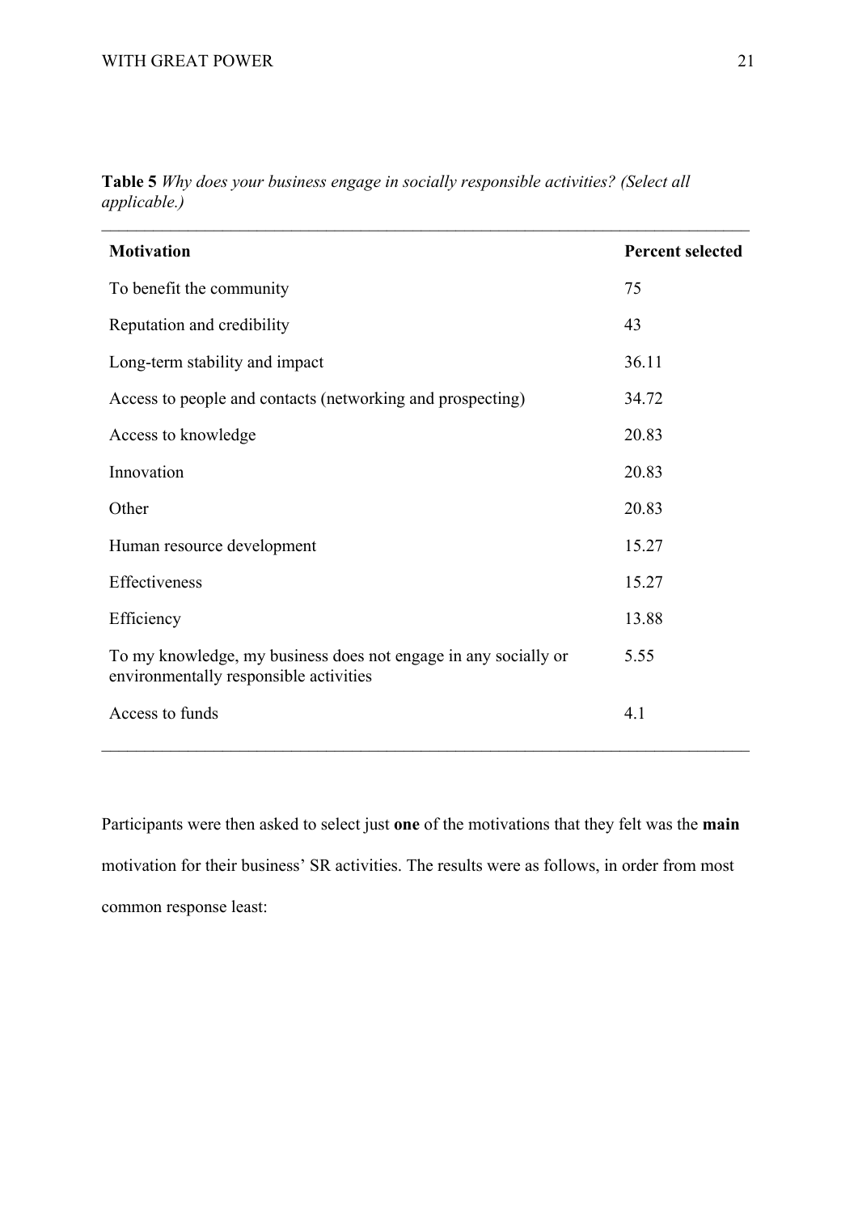**Table 5** *Why does your business engage in socially responsible activities? (Select all applicable.)*

| **Motivation** | **Percent selected** |
|---|---|
| To benefit the community | 75 |
| Reputation and credibility | 43 |
| Long-term stability and impact | 36.11 |
| Access to people and contacts (networking and prospecting) | 34.72 |
| Access to knowledge | 20.83 |
| Innovation | 20.83 |
| Other | 20.83 |
| Human resource development | 15.27 |
| Effectiveness | 15.27 |
| Efficiency | 13.88 |
| To my knowledge, my business does not engage in any socially or environmentally responsible activities | 5.55 |
| Access to funds | 4.1 |

Participants were then asked to select just **one** of the motivations that they felt was the **main** motivation for their business' SR activities. The results were as follows, in order from most common response least: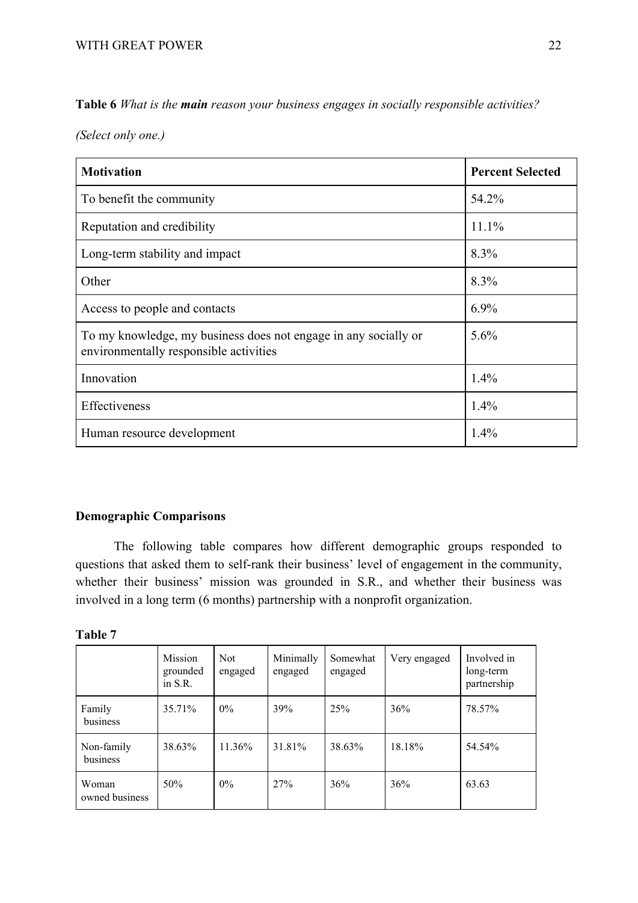**Table 6** *What is the **main** reason your business engages in socially responsible activities? (Select only one.)*

| Motivation | Percent Selected |
| --- | --- |
| To benefit the community | 54.2% |
| Reputation and credibility | 11.1% |
| Long-term stability and impact | 8.3% |
| Other | 8.3% |
| Access to people and contacts | 6.9% |
| To my knowledge, my business does not engage in any socially or environmentally responsible activities | 5.6% |
| Innovation | 1.4% |
| Effectiveness | 1.4% |
| Human resource development | 1.4% |

**Demographic Comparisons**

The following table compares how different demographic groups responded to questions that asked them to self-rank their business' level of engagement in the community, whether their business' mission was grounded in S.R., and whether their business was involved in a long term (6 months) partnership with a nonprofit organization.

**Table 7**

| | Mission grounded in S.R. | Not engaged | Minimally engaged | Somewhat engaged | Very engaged | Involved in long-term partnership |
| --- | --- | --- | --- | --- | --- | --- |
| Family business | 35.71% | 0% | 39% | 25% | 36% | 78.57% |
| Non-family business | 38.63% | 11.36% | 31.81% | 38.63% | 18.18% | 54.54% |
| Woman owned business | 50% | 0% | 27% | 36% | 36% | 63.63 |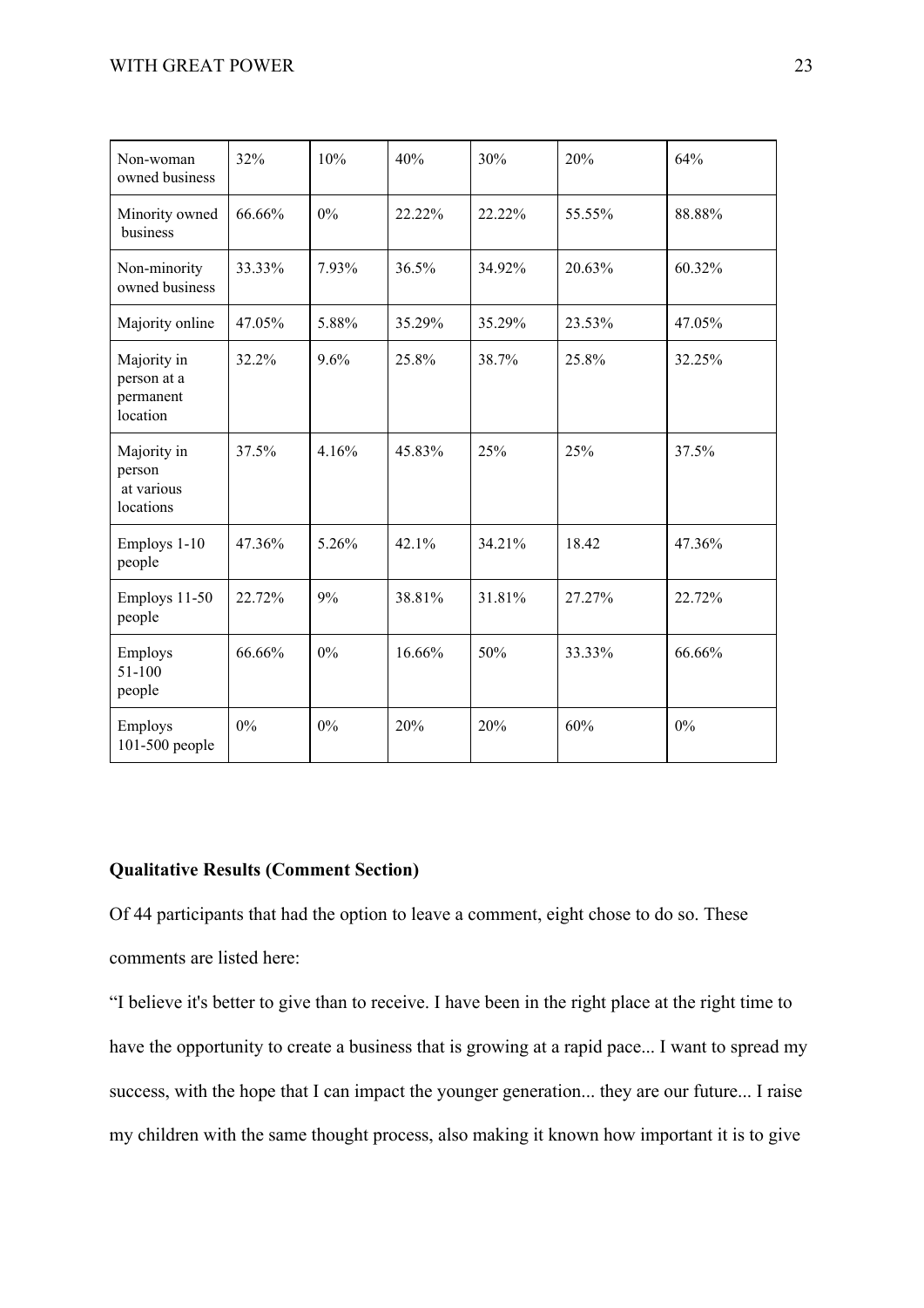| | | | | | | |
|---|---|---|---|---|---|---|
| Non-woman owned business | 32% | 10% | 40% | 30% | 20% | 64% |
| Minority owned business | 66.66% | 0% | 22.22% | 22.22% | 55.55% | 88.88% |
| Non-minority owned business | 33.33% | 7.93% | 36.5% | 34.92% | 20.63% | 60.32% |
| Majority online | 47.05% | 5.88% | 35.29% | 35.29% | 23.53% | 47.05% |
| Majority in person at a permanent location | 32.2% | 9.6% | 25.8% | 38.7% | 25.8% | 32.25% |
| Majority in person at various locations | 37.5% | 4.16% | 45.83% | 25% | 25% | 37.5% |
| Employs 1-10 people | 47.36% | 5.26% | 42.1% | 34.21% | 18.42 | 47.36% |
| Employs 11-50 people | 22.72% | 9% | 38.81% | 31.81% | 27.27% | 22.72% |
| Employs 51-100 people | 66.66% | 0% | 16.66% | 50% | 33.33% | 66.66% |
| Employs 101-500 people | 0% | 0% | 20% | 20% | 60% | 0% |

**Qualitative Results (Comment Section)**

Of 44 participants that had the option to leave a comment, eight chose to do so. These comments are listed here:

"I believe it's better to give than to receive. I have been in the right place at the right time to have the opportunity to create a business that is growing at a rapid pace... I want to spread my success, with the hope that I can impact the younger generation... they are our future... I raise my children with the same thought process, also making it known how important it is to give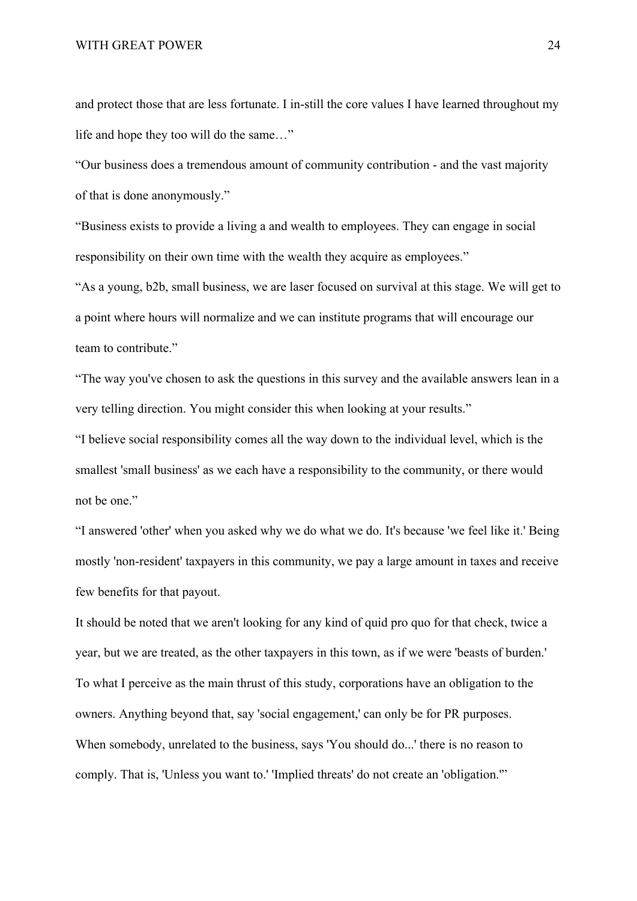and protect those that are less fortunate. I in-still the core values I have learned throughout my life and hope they too will do the same…"

"Our business does a tremendous amount of community contribution - and the vast majority of that is done anonymously."

"Business exists to provide a living a and wealth to employees. They can engage in social responsibility on their own time with the wealth they acquire as employees."

"As a young, b2b, small business, we are laser focused on survival at this stage. We will get to a point where hours will normalize and we can institute programs that will encourage our team to contribute."

"The way you've chosen to ask the questions in this survey and the available answers lean in a very telling direction. You might consider this when looking at your results."

"I believe social responsibility comes all the way down to the individual level, which is the smallest 'small business' as we each have a responsibility to the community, or there would not be one."

"I answered 'other' when you asked why we do what we do. It's because 'we feel like it.' Being mostly 'non-resident' taxpayers in this community, we pay a large amount in taxes and receive few benefits for that payout.

It should be noted that we aren't looking for any kind of quid pro quo for that check, twice a year, but we are treated, as the other taxpayers in this town, as if we were 'beasts of burden.'

To what I perceive as the main thrust of this study, corporations have an obligation to the owners. Anything beyond that, say 'social engagement,' can only be for PR purposes.

When somebody, unrelated to the business, says 'You should do...' there is no reason to comply. That is, 'Unless you want to.' 'Implied threats' do not create an 'obligation.'"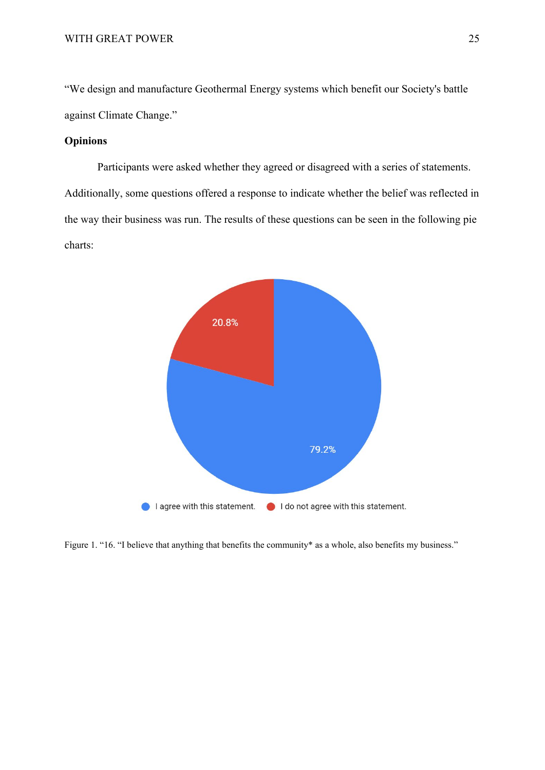"We design and manufacture Geothermal Energy systems which benefit our Society's battle against Climate Change."

**Opinions**

Participants were asked whether they agreed or disagreed with a series of statements. Additionally, some questions offered a response to indicate whether the belief was reflected in the way their business was run. The results of these questions can be seen in the following pie charts:

Figure 1. "16. "I believe that anything that benefits the community* as a whole, also benefits my business."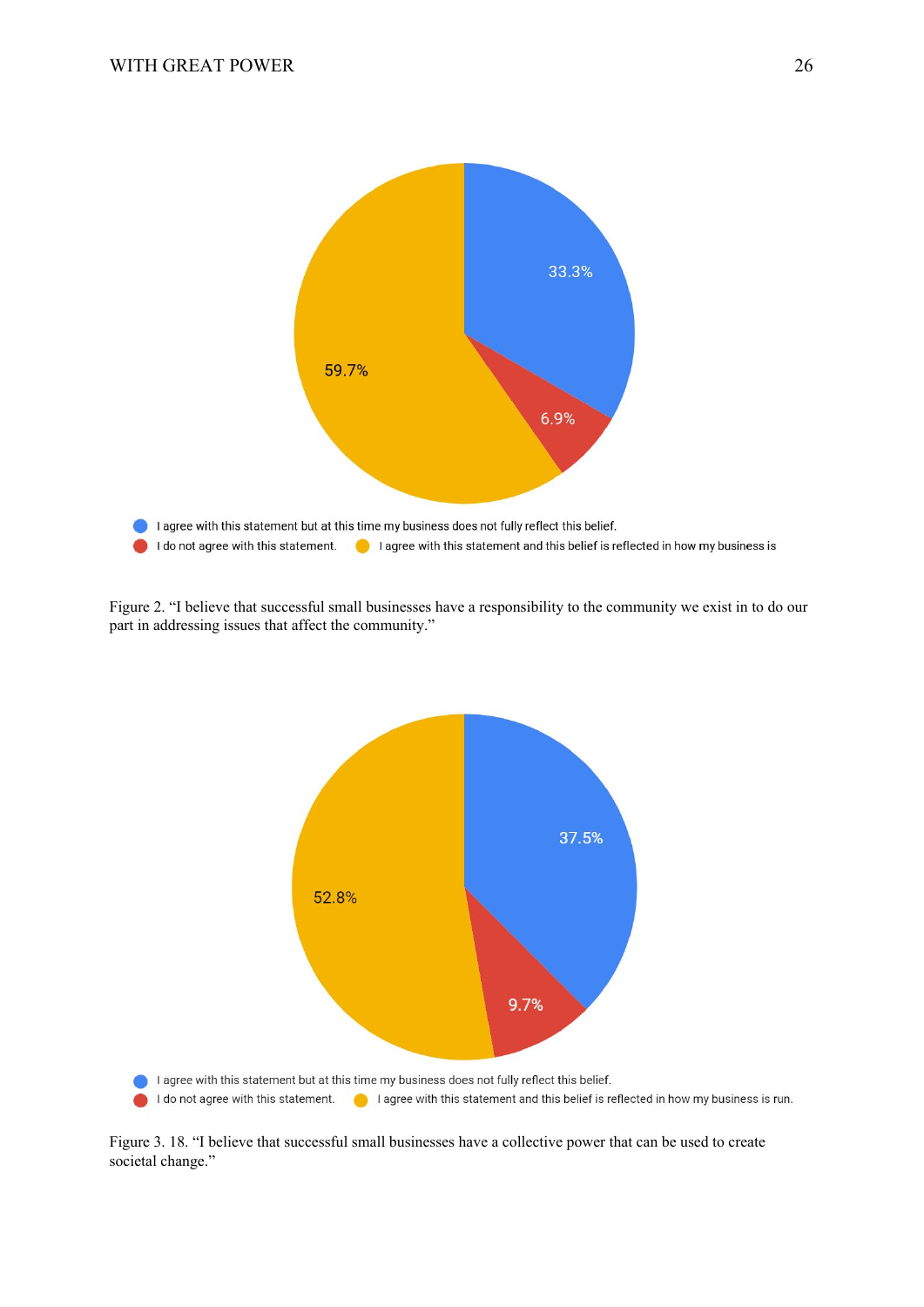33.3%

59.7%

6.9%

I agree with this statement but at this time my business does not fully reflect this belief.

I do not agree with this statement.

I agree with this statement and this belief is reflected in how my business is

Figure 2. "I believe that successful small businesses have a responsibility to the community we exist in to do our part in addressing issues that affect the community."

37.5%

52.8%

9.7%

I agree with this statement but at this time my business does not fully reflect this belief.

I do not agree with this statement.

I agree with this statement and this belief is reflected in how my business is run.

Figure 3. 18. "I believe that successful small businesses have a collective power that can be used to create societal change."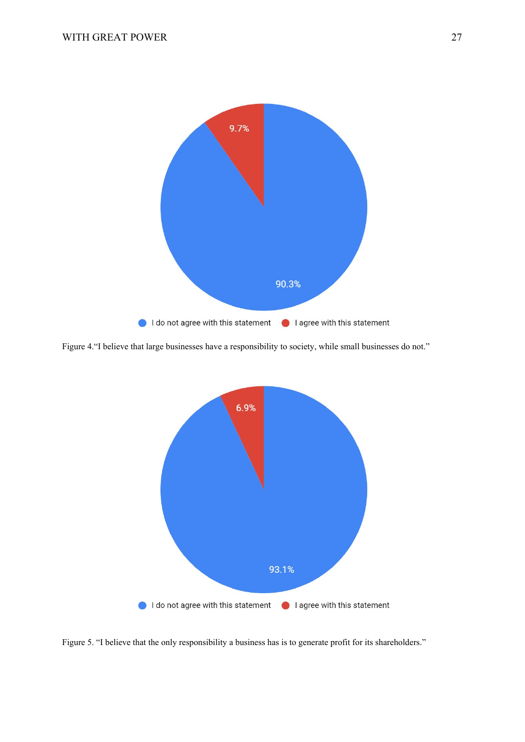Figure 4.“I believe that large businesses have a responsibility to society, while small businesses do not.”

Figure 5. “I believe that the only responsibility a business has is to generate profit for its shareholders.”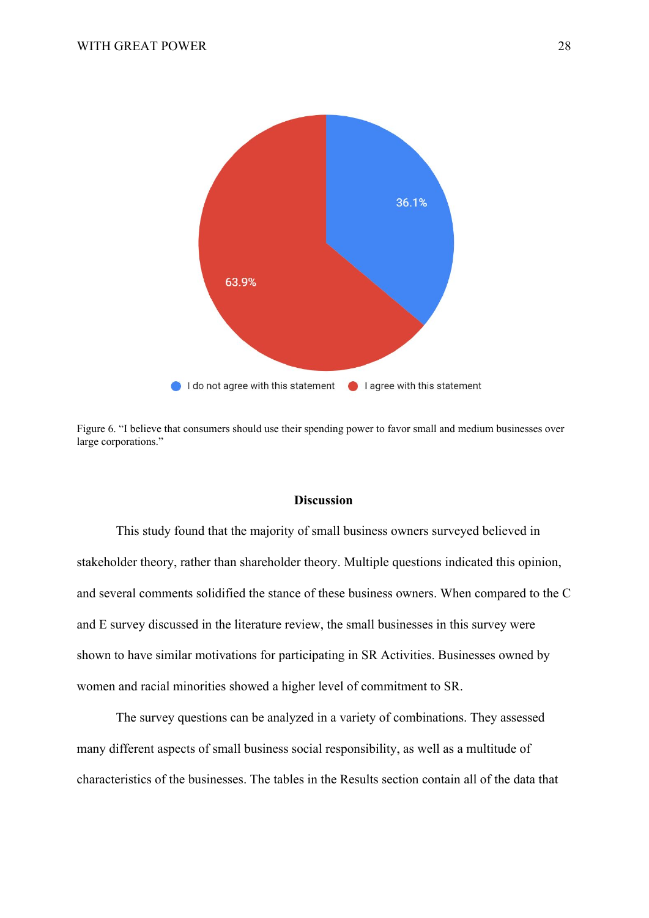Figure 6. "I believe that consumers should use their spending power to favor small and medium businesses over large corporations."

## Discussion

This study found that the majority of small business owners surveyed believed in stakeholder theory, rather than shareholder theory. Multiple questions indicated this opinion, and several comments solidified the stance of these business owners. When compared to the C and E survey discussed in the literature review, the small businesses in this survey were shown to have similar motivations for participating in SR Activities. Businesses owned by women and racial minorities showed a higher level of commitment to SR.

The survey questions can be analyzed in a variety of combinations. They assessed many different aspects of small business social responsibility, as well as a multitude of characteristics of the businesses. The tables in the Results section contain all of the data that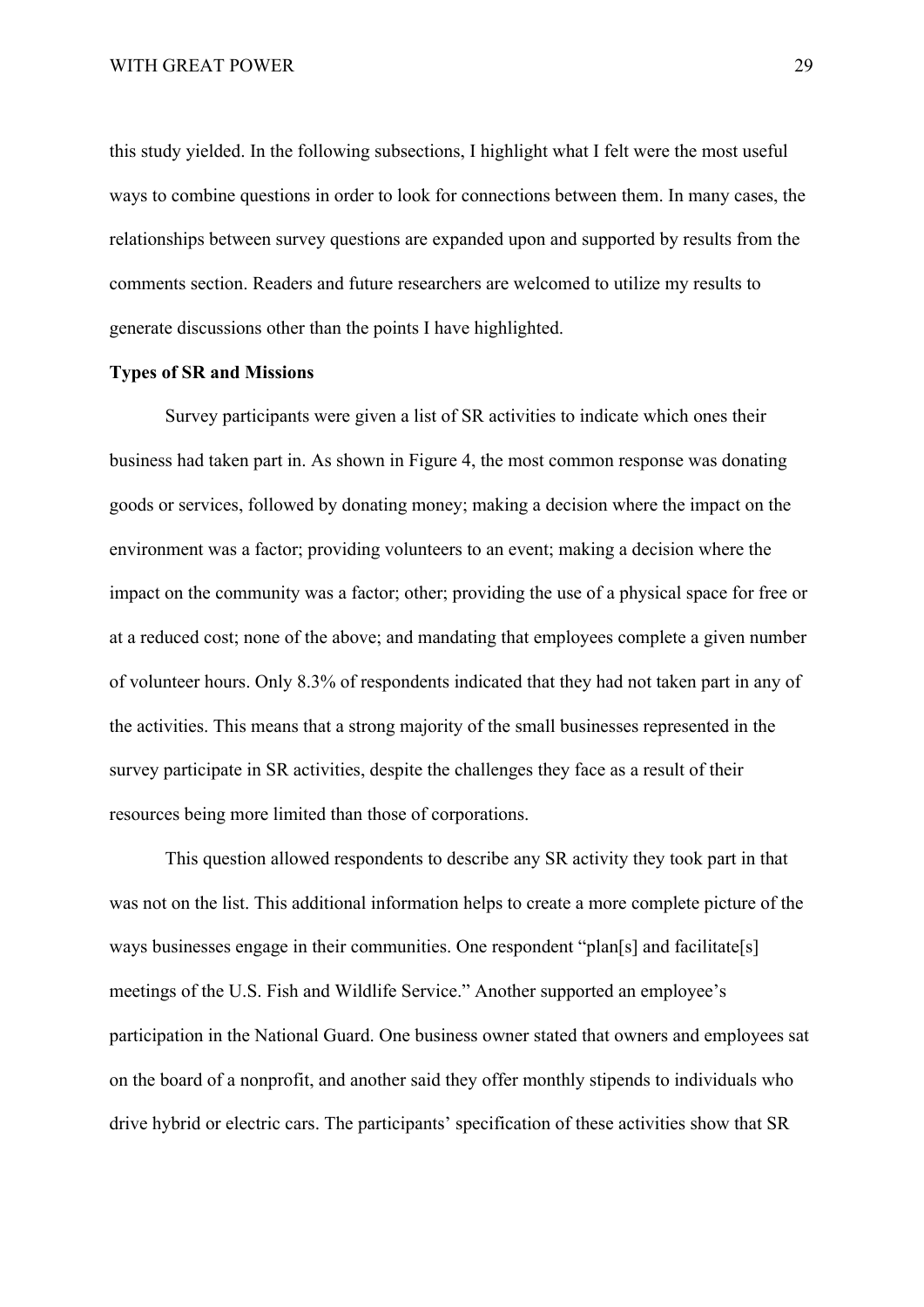this study yielded. In the following subsections, I highlight what I felt were the most useful ways to combine questions in order to look for connections between them. In many cases, the relationships between survey questions are expanded upon and supported by results from the comments section. Readers and future researchers are welcomed to utilize my results to generate discussions other than the points I have highlighted.

**Types of SR and Missions**

Survey participants were given a list of SR activities to indicate which ones their business had taken part in. As shown in Figure 4, the most common response was donating goods or services, followed by donating money; making a decision where the impact on the environment was a factor; providing volunteers to an event; making a decision where the impact on the community was a factor; other; providing the use of a physical space for free or at a reduced cost; none of the above; and mandating that employees complete a given number of volunteer hours. Only 8.3% of respondents indicated that they had not taken part in any of the activities. This means that a strong majority of the small businesses represented in the survey participate in SR activities, despite the challenges they face as a result of their resources being more limited than those of corporations.

This question allowed respondents to describe any SR activity they took part in that was not on the list. This additional information helps to create a more complete picture of the ways businesses engage in their communities. One respondent "plan[s] and facilitate[s] meetings of the U.S. Fish and Wildlife Service." Another supported an employee's participation in the National Guard. One business owner stated that owners and employees sat on the board of a nonprofit, and another said they offer monthly stipends to individuals who drive hybrid or electric cars. The participants' specification of these activities show that SR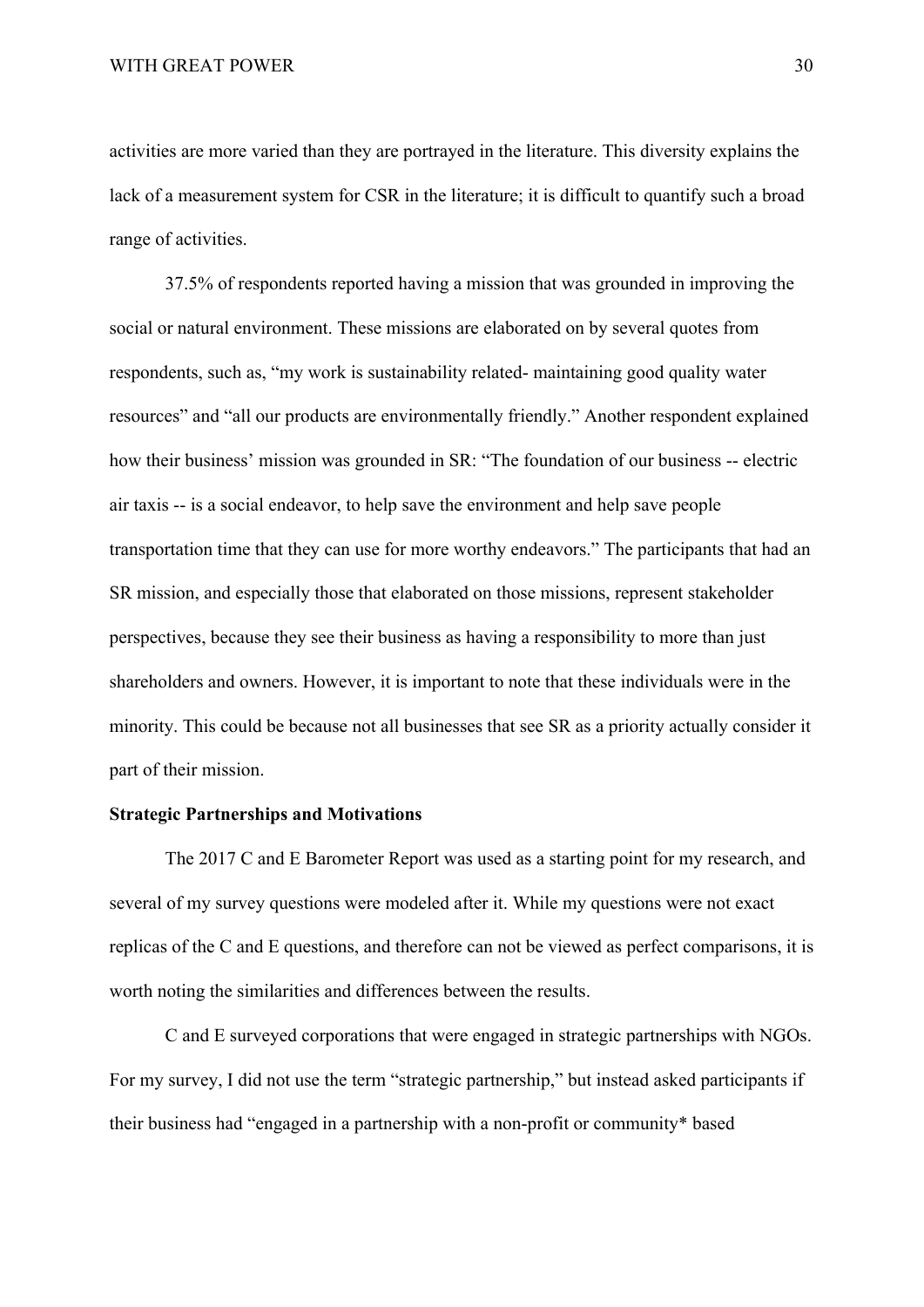activities are more varied than they are portrayed in the literature. This diversity explains the lack of a measurement system for CSR in the literature; it is difficult to quantify such a broad range of activities.

37.5% of respondents reported having a mission that was grounded in improving the social or natural environment. These missions are elaborated on by several quotes from respondents, such as, "my work is sustainability related- maintaining good quality water resources" and "all our products are environmentally friendly." Another respondent explained how their business' mission was grounded in SR: "The foundation of our business -- electric air taxis -- is a social endeavor, to help save the environment and help save people transportation time that they can use for more worthy endeavors." The participants that had an SR mission, and especially those that elaborated on those missions, represent stakeholder perspectives, because they see their business as having a responsibility to more than just shareholders and owners. However, it is important to note that these individuals were in the minority. This could be because not all businesses that see SR as a priority actually consider it part of their mission.

**Strategic Partnerships and Motivations**

The 2017 C and E Barometer Report was used as a starting point for my research, and several of my survey questions were modeled after it. While my questions were not exact replicas of the C and E questions, and therefore can not be viewed as perfect comparisons, it is worth noting the similarities and differences between the results.

C and E surveyed corporations that were engaged in strategic partnerships with NGOs. For my survey, I did not use the term "strategic partnership," but instead asked participants if their business had "engaged in a partnership with a non-profit or community* based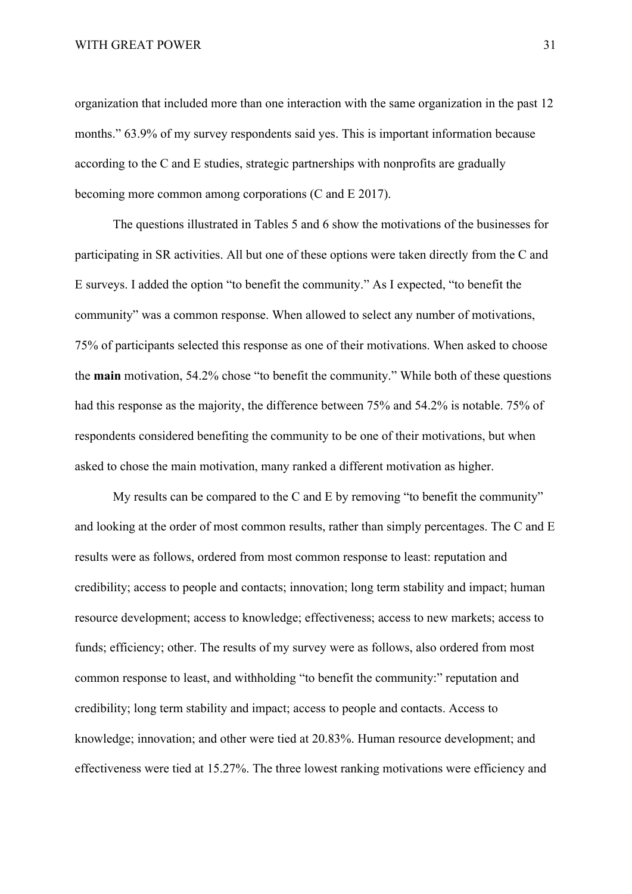organization that included more than one interaction with the same organization in the past 12 months." 63.9% of my survey respondents said yes. This is important information because according to the C and E studies, strategic partnerships with nonprofits are gradually becoming more common among corporations (C and E 2017).

The questions illustrated in Tables 5 and 6 show the motivations of the businesses for participating in SR activities. All but one of these options were taken directly from the C and E surveys. I added the option "to benefit the community." As I expected, "to benefit the community" was a common response. When allowed to select any number of motivations, 75% of participants selected this response as one of their motivations. When asked to choose the **main** motivation, 54.2% chose "to benefit the community." While both of these questions had this response as the majority, the difference between 75% and 54.2% is notable. 75% of respondents considered benefiting the community to be one of their motivations, but when asked to chose the main motivation, many ranked a different motivation as higher.

My results can be compared to the C and E by removing "to benefit the community" and looking at the order of most common results, rather than simply percentages. The C and E results were as follows, ordered from most common response to least: reputation and credibility; access to people and contacts; innovation; long term stability and impact; human resource development; access to knowledge; effectiveness; access to new markets; access to funds; efficiency; other. The results of my survey were as follows, also ordered from most common response to least, and withholding "to benefit the community:" reputation and credibility; long term stability and impact; access to people and contacts. Access to knowledge; innovation; and other were tied at 20.83%. Human resource development; and effectiveness were tied at 15.27%. The three lowest ranking motivations were efficiency and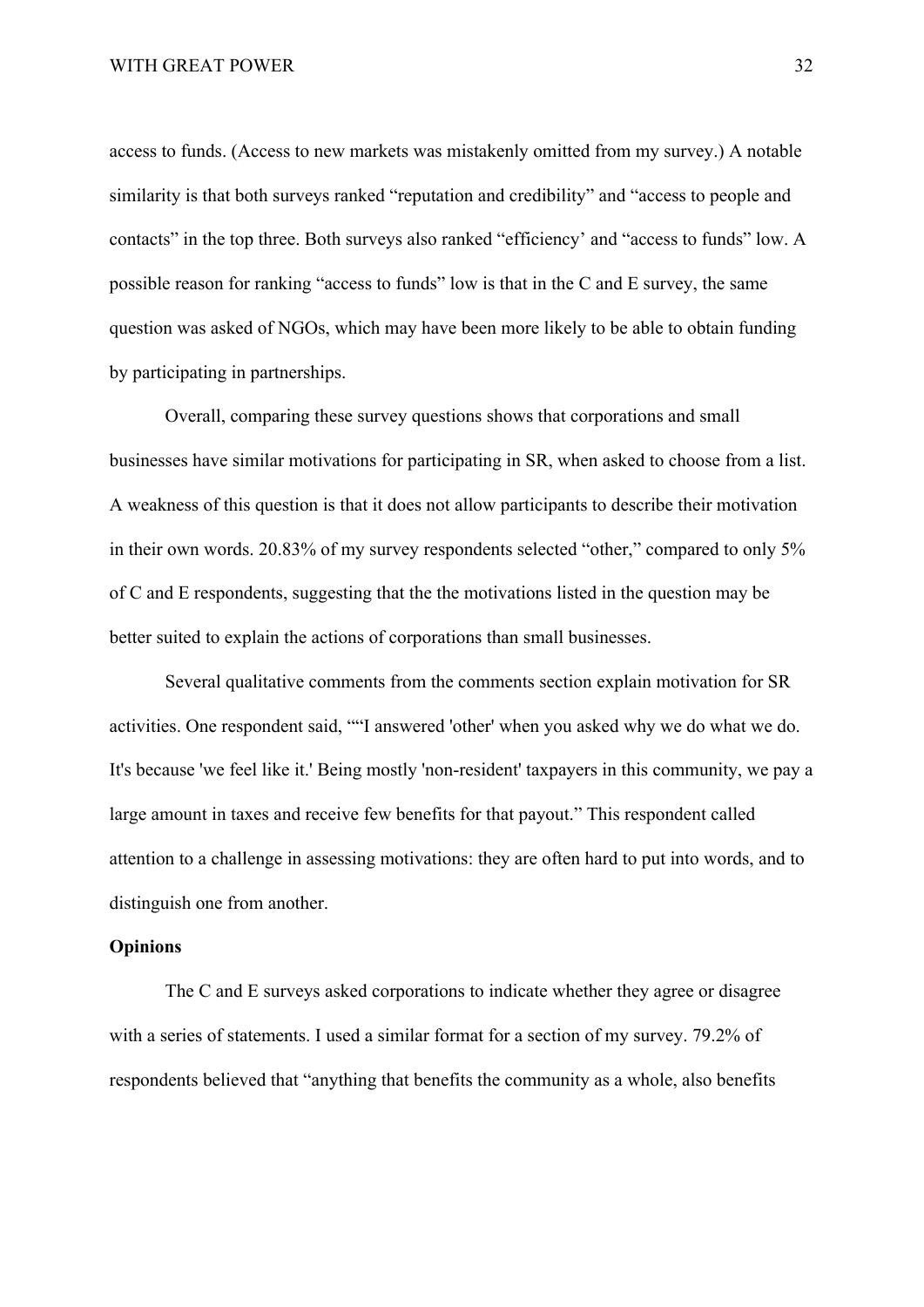access to funds. (Access to new markets was mistakenly omitted from my survey.) A notable similarity is that both surveys ranked "reputation and credibility" and "access to people and contacts" in the top three. Both surveys also ranked "efficiency' and "access to funds" low. A possible reason for ranking "access to funds" low is that in the C and E survey, the same question was asked of NGOs, which may have been more likely to be able to obtain funding by participating in partnerships.

Overall, comparing these survey questions shows that corporations and small businesses have similar motivations for participating in SR, when asked to choose from a list. A weakness of this question is that it does not allow participants to describe their motivation in their own words. 20.83% of my survey respondents selected "other," compared to only 5% of C and E respondents, suggesting that the the motivations listed in the question may be better suited to explain the actions of corporations than small businesses.

Several qualitative comments from the comments section explain motivation for SR activities. One respondent said, ""I answered 'other' when you asked why we do what we do. It's because 'we feel like it.' Being mostly 'non-resident' taxpayers in this community, we pay a large amount in taxes and receive few benefits for that payout." This respondent called attention to a challenge in assessing motivations: they are often hard to put into words, and to distinguish one from another.

**Opinions**

The C and E surveys asked corporations to indicate whether they agree or disagree with a series of statements. I used a similar format for a section of my survey. 79.2% of respondents believed that "anything that benefits the community as a whole, also benefits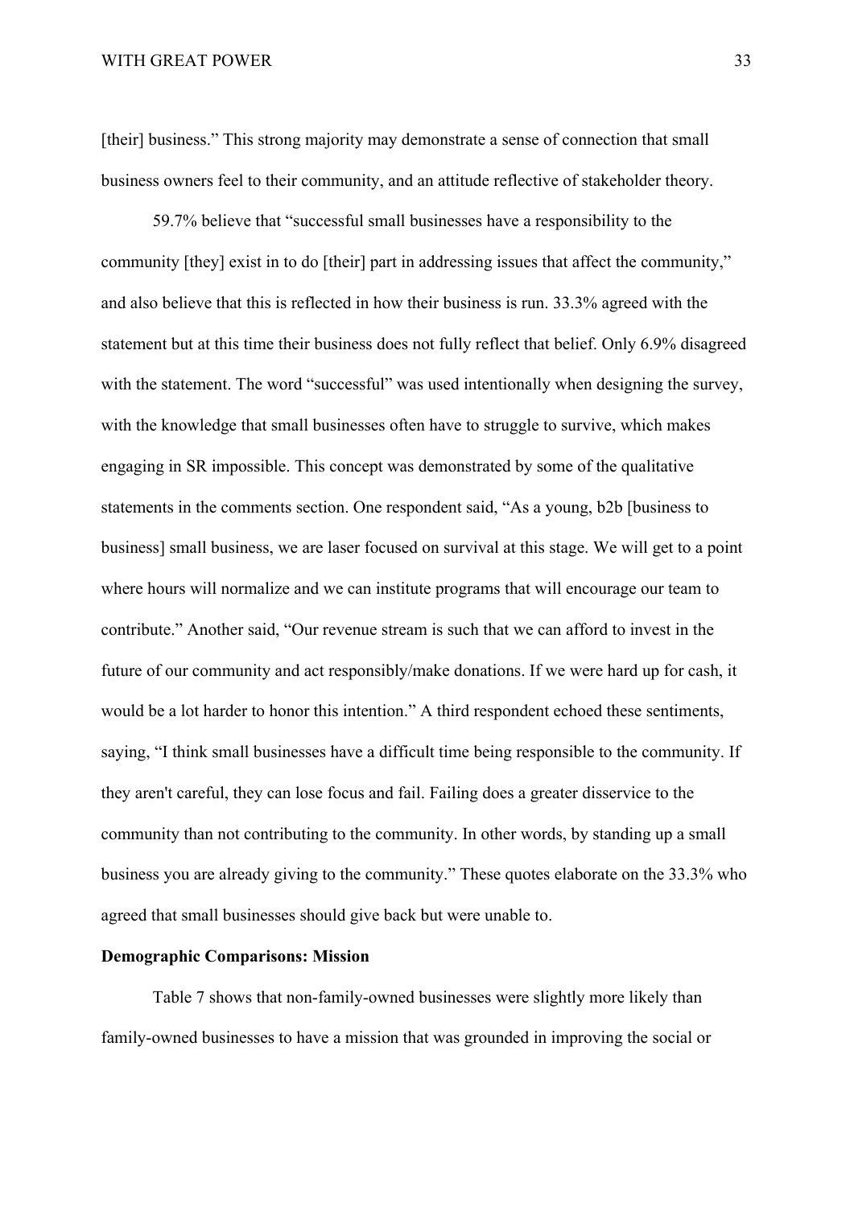[their] business." This strong majority may demonstrate a sense of connection that small business owners feel to their community, and an attitude reflective of stakeholder theory.

59.7% believe that "successful small businesses have a responsibility to the community [they] exist in to do [their] part in addressing issues that affect the community," and also believe that this is reflected in how their business is run. 33.3% agreed with the statement but at this time their business does not fully reflect that belief. Only 6.9% disagreed with the statement. The word "successful" was used intentionally when designing the survey, with the knowledge that small businesses often have to struggle to survive, which makes engaging in SR impossible. This concept was demonstrated by some of the qualitative statements in the comments section. One respondent said, "As a young, b2b [business to business] small business, we are laser focused on survival at this stage. We will get to a point where hours will normalize and we can institute programs that will encourage our team to contribute." Another said, "Our revenue stream is such that we can afford to invest in the future of our community and act responsibly/make donations. If we were hard up for cash, it would be a lot harder to honor this intention." A third respondent echoed these sentiments, saying, "I think small businesses have a difficult time being responsible to the community. If they aren't careful, they can lose focus and fail. Failing does a greater disservice to the community than not contributing to the community. In other words, by standing up a small business you are already giving to the community." These quotes elaborate on the 33.3% who agreed that small businesses should give back but were unable to.

**Demographic Comparisons: Mission**

Table 7 shows that non-family-owned businesses were slightly more likely than family-owned businesses to have a mission that was grounded in improving the social or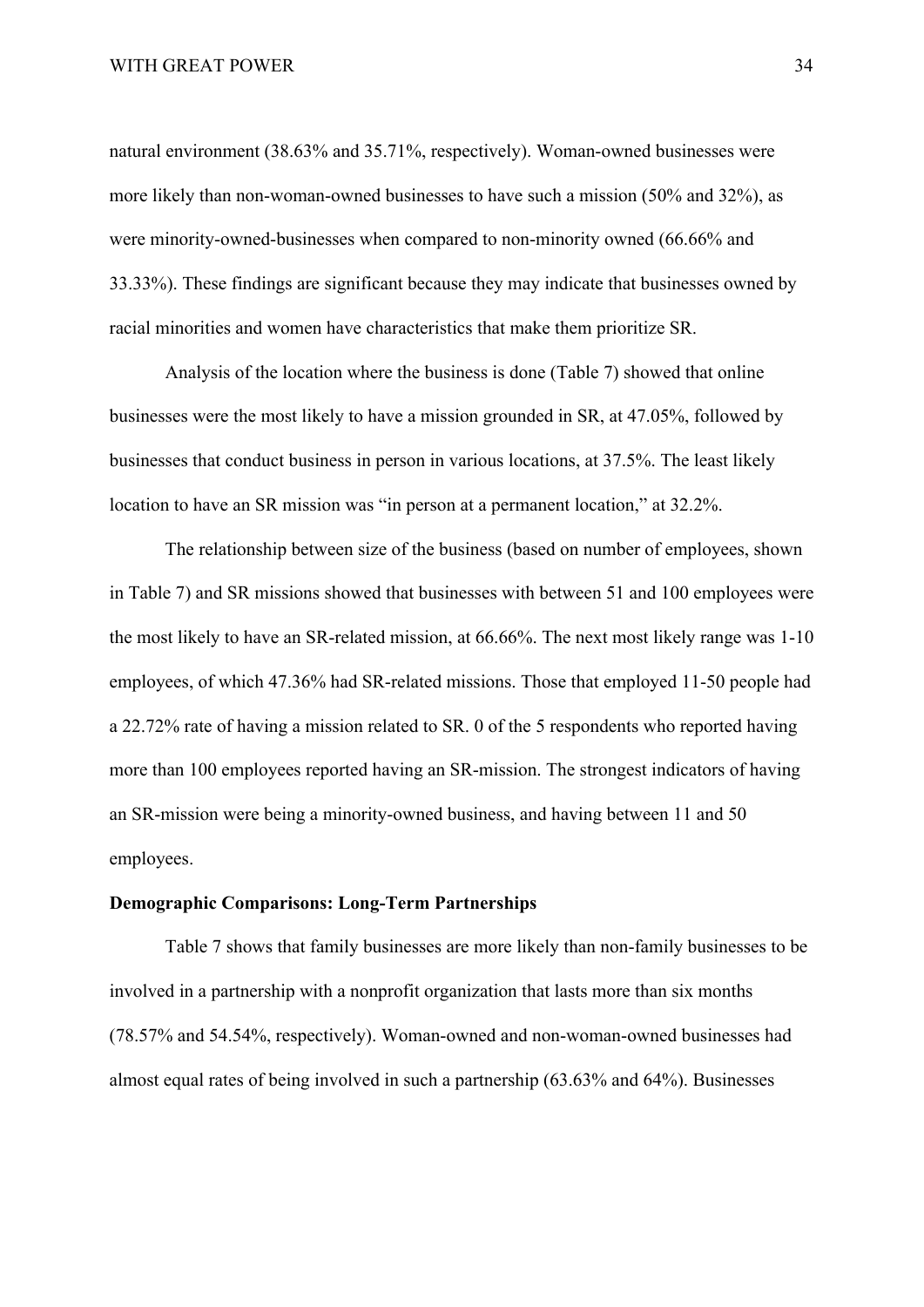natural environment (38.63% and 35.71%, respectively). Woman-owned businesses were more likely than non-woman-owned businesses to have such a mission (50% and 32%), as were minority-owned-businesses when compared to non-minority owned (66.66% and 33.33%). These findings are significant because they may indicate that businesses owned by racial minorities and women have characteristics that make them prioritize SR.

Analysis of the location where the business is done (Table 7) showed that online businesses were the most likely to have a mission grounded in SR, at 47.05%, followed by businesses that conduct business in person in various locations, at 37.5%. The least likely location to have an SR mission was "in person at a permanent location," at 32.2%.

The relationship between size of the business (based on number of employees, shown in Table 7) and SR missions showed that businesses with between 51 and 100 employees were the most likely to have an SR-related mission, at 66.66%. The next most likely range was 1-10 employees, of which 47.36% had SR-related missions. Those that employed 11-50 people had a 22.72% rate of having a mission related to SR. 0 of the 5 respondents who reported having more than 100 employees reported having an SR-mission. The strongest indicators of having an SR-mission were being a minority-owned business, and having between 11 and 50 employees.

**Demographic Comparisons: Long-Term Partnerships**

Table 7 shows that family businesses are more likely than non-family businesses to be involved in a partnership with a nonprofit organization that lasts more than six months (78.57% and 54.54%, respectively). Woman-owned and non-woman-owned businesses had almost equal rates of being involved in such a partnership (63.63% and 64%). Businesses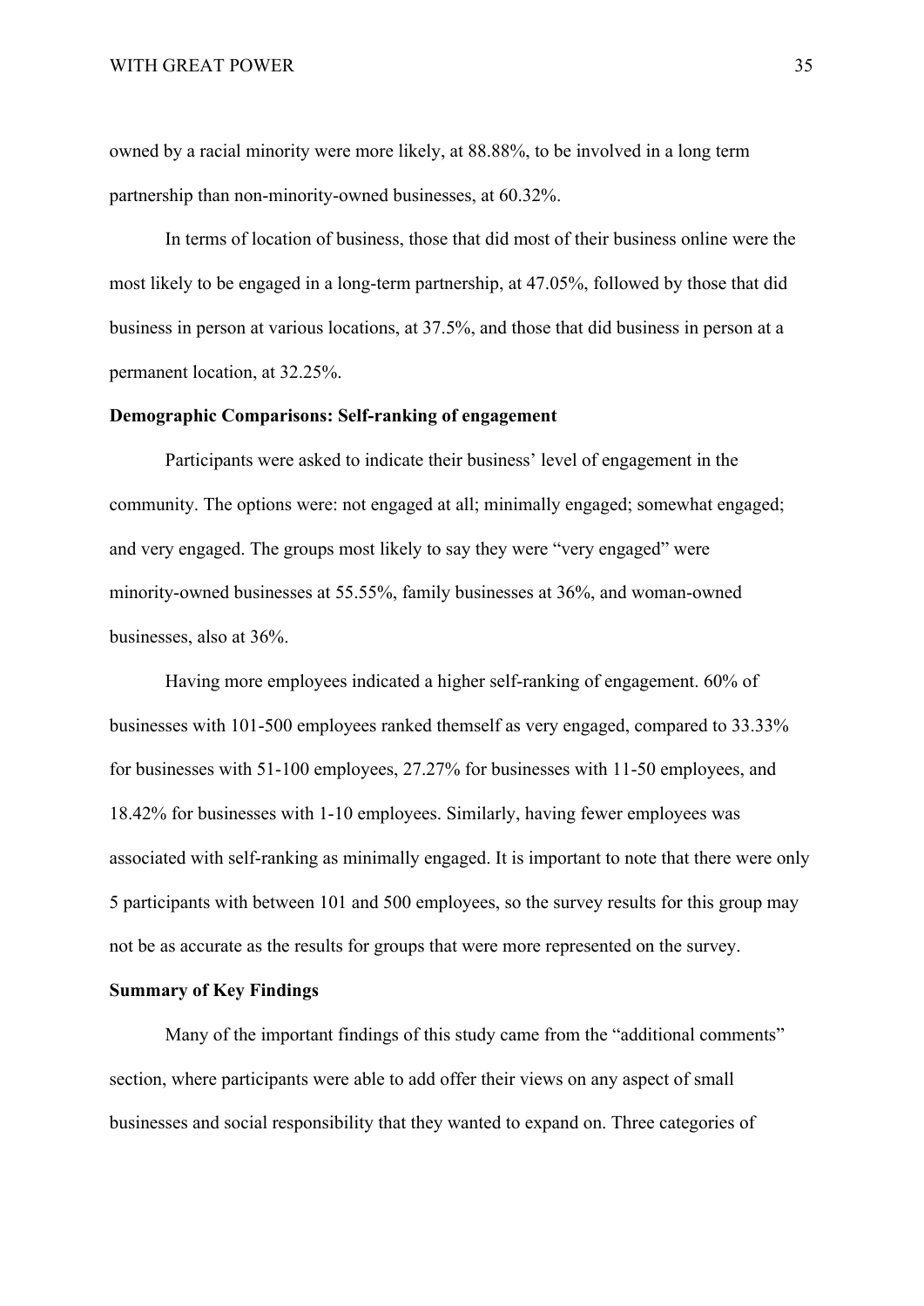owned by a racial minority were more likely, at 88.88%, to be involved in a long term partnership than non-minority-owned businesses, at 60.32%.

In terms of location of business, those that did most of their business online were the most likely to be engaged in a long-term partnership, at 47.05%, followed by those that did business in person at various locations, at 37.5%, and those that did business in person at a permanent location, at 32.25%.

**Demographic Comparisons: Self-ranking of engagement**

Participants were asked to indicate their business' level of engagement in the community. The options were: not engaged at all; minimally engaged; somewhat engaged; and very engaged. The groups most likely to say they were "very engaged" were minority-owned businesses at 55.55%, family businesses at 36%, and woman-owned businesses, also at 36%.

Having more employees indicated a higher self-ranking of engagement. 60% of businesses with 101-500 employees ranked themself as very engaged, compared to 33.33% for businesses with 51-100 employees, 27.27% for businesses with 11-50 employees, and 18.42% for businesses with 1-10 employees. Similarly, having fewer employees was associated with self-ranking as minimally engaged. It is important to note that there were only 5 participants with between 101 and 500 employees, so the survey results for this group may not be as accurate as the results for groups that were more represented on the survey.

**Summary of Key Findings**

Many of the important findings of this study came from the "additional comments" section, where participants were able to add offer their views on any aspect of small businesses and social responsibility that they wanted to expand on. Three categories of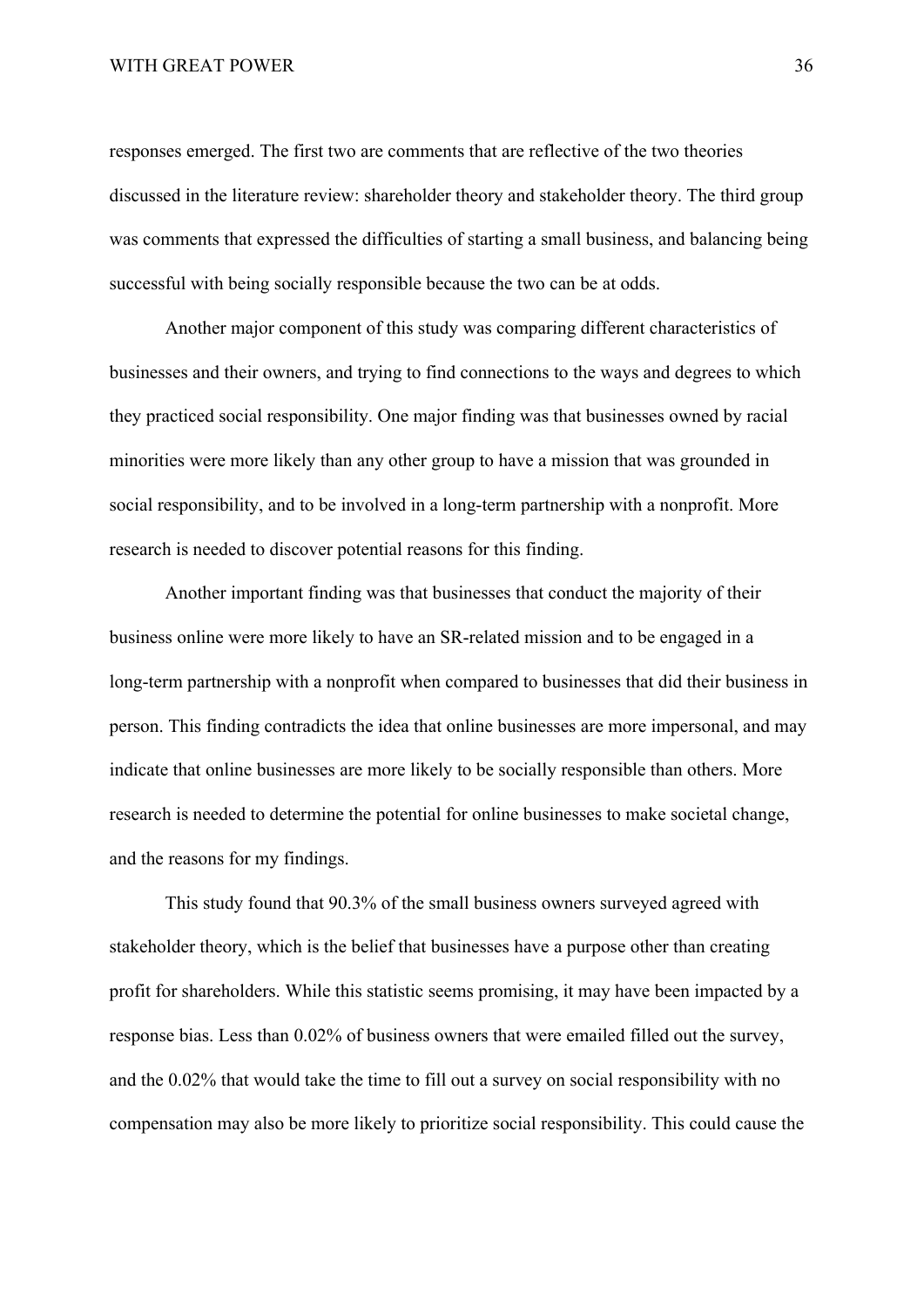responses emerged. The first two are comments that are reflective of the two theories discussed in the literature review: shareholder theory and stakeholder theory. The third group was comments that expressed the difficulties of starting a small business, and balancing being successful with being socially responsible because the two can be at odds.

Another major component of this study was comparing different characteristics of businesses and their owners, and trying to find connections to the ways and degrees to which they practiced social responsibility. One major finding was that businesses owned by racial minorities were more likely than any other group to have a mission that was grounded in social responsibility, and to be involved in a long-term partnership with a nonprofit. More research is needed to discover potential reasons for this finding.

Another important finding was that businesses that conduct the majority of their business online were more likely to have an SR-related mission and to be engaged in a long-term partnership with a nonprofit when compared to businesses that did their business in person. This finding contradicts the idea that online businesses are more impersonal, and may indicate that online businesses are more likely to be socially responsible than others. More research is needed to determine the potential for online businesses to make societal change, and the reasons for my findings.

This study found that 90.3% of the small business owners surveyed agreed with stakeholder theory, which is the belief that businesses have a purpose other than creating profit for shareholders. While this statistic seems promising, it may have been impacted by a response bias. Less than 0.02% of business owners that were emailed filled out the survey, and the 0.02% that would take the time to fill out a survey on social responsibility with no compensation may also be more likely to prioritize social responsibility. This could cause the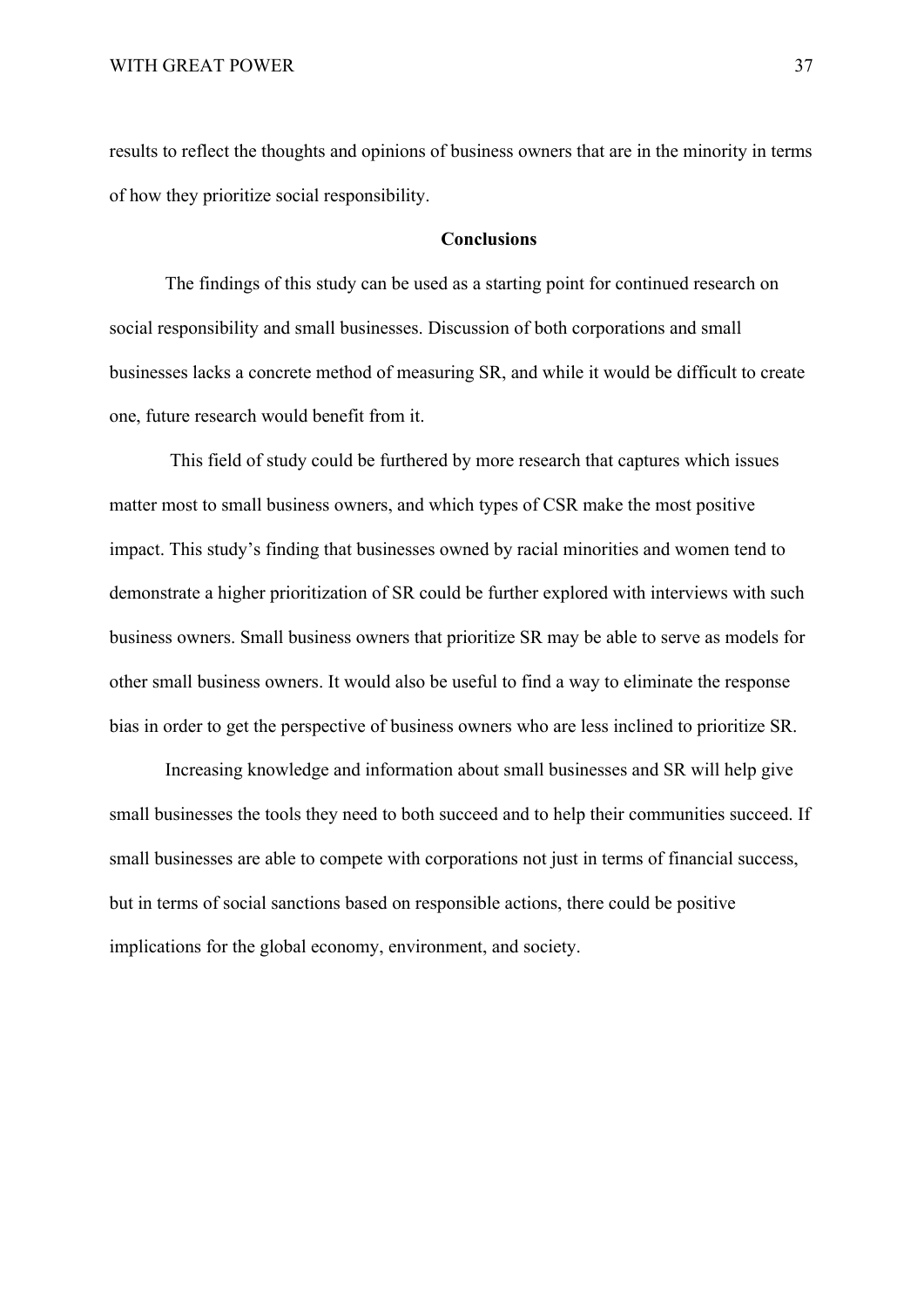results to reflect the thoughts and opinions of business owners that are in the minority in terms of how they prioritize social responsibility.

## Conclusions

The findings of this study can be used as a starting point for continued research on social responsibility and small businesses. Discussion of both corporations and small businesses lacks a concrete method of measuring SR, and while it would be difficult to create one, future research would benefit from it.

This field of study could be furthered by more research that captures which issues matter most to small business owners, and which types of CSR make the most positive impact. This study's finding that businesses owned by racial minorities and women tend to demonstrate a higher prioritization of SR could be further explored with interviews with such business owners. Small business owners that prioritize SR may be able to serve as models for other small business owners. It would also be useful to find a way to eliminate the response bias in order to get the perspective of business owners who are less inclined to prioritize SR.

Increasing knowledge and information about small businesses and SR will help give small businesses the tools they need to both succeed and to help their communities succeed. If small businesses are able to compete with corporations not just in terms of financial success, but in terms of social sanctions based on responsible actions, there could be positive implications for the global economy, environment, and society.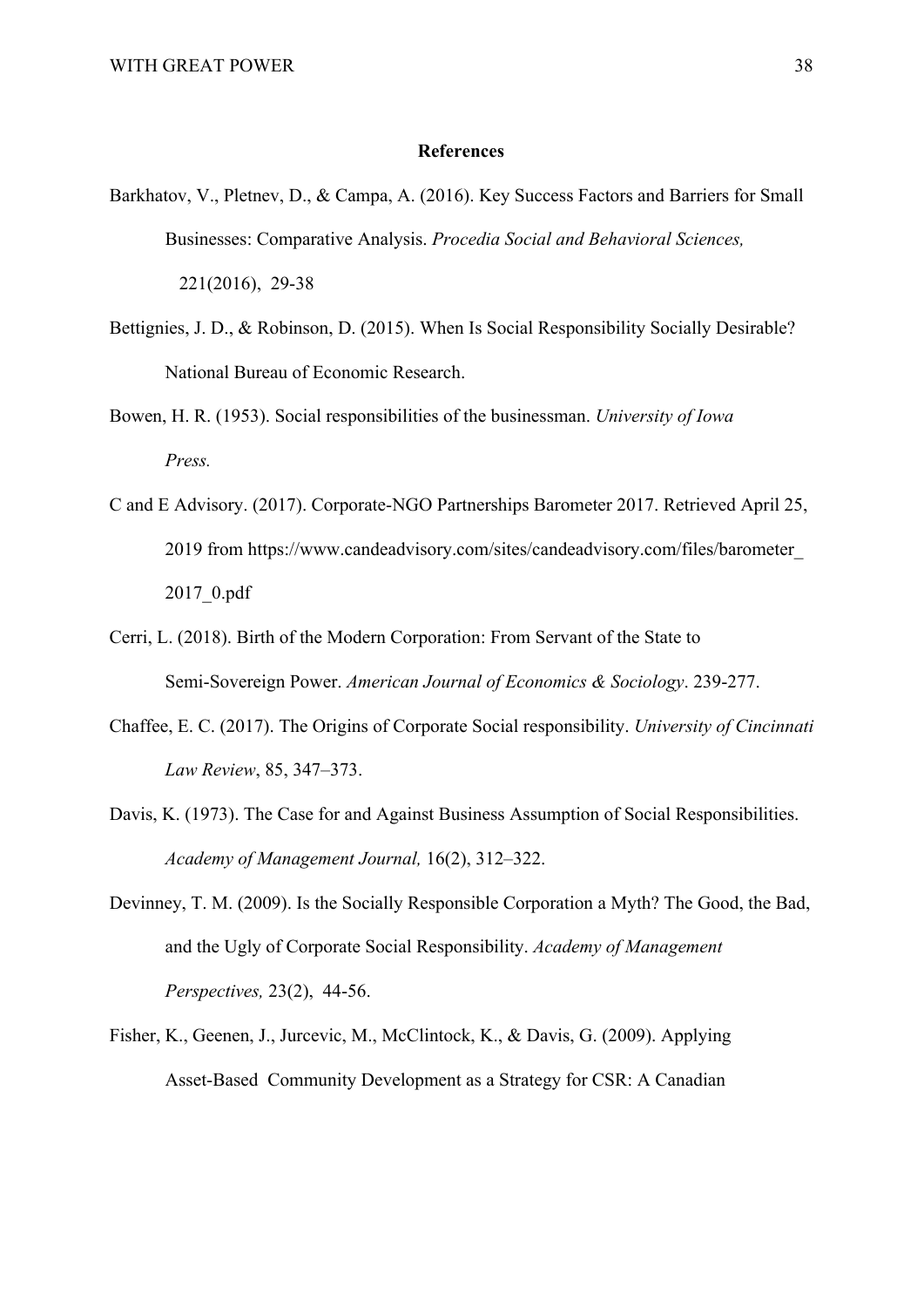**References**

Barkhatov, V., Pletnev, D., & Campa, A. (2016). Key Success Factors and Barriers for Small Businesses: Comparative Analysis. *Procedia Social and Behavioral Sciences,* 221(2016), 29-38

Bettignies, J. D., & Robinson, D. (2015). When Is Social Responsibility Socially Desirable? National Bureau of Economic Research.

Bowen, H. R. (1953). Social responsibilities of the businessman. *University of Iowa Press.*

C and E Advisory. (2017). Corporate-NGO Partnerships Barometer 2017. Retrieved April 25, 2019 from https://www.candeadvisory.com/sites/candeadvisory.com/files/barometer_2017_0.pdf

Cerri, L. (2018). Birth of the Modern Corporation: From Servant of the State to Semi-Sovereign Power. *American Journal of Economics & Sociology*. 239-277.

Chaffee, E. C. (2017). The Origins of Corporate Social responsibility. *University of Cincinnati Law Review*, 85, 347–373.

Davis, K. (1973). The Case for and Against Business Assumption of Social Responsibilities. *Academy of Management Journal,* 16(2), 312–322.

Devinney, T. M. (2009). Is the Socially Responsible Corporation a Myth? The Good, the Bad, and the Ugly of Corporate Social Responsibility. *Academy of Management Perspectives,* 23(2), 44-56.

Fisher, K., Geenen, J., Jurcevic, M., McClintock, K., & Davis, G. (2009). Applying Asset-Based Community Development as a Strategy for CSR: A Canadian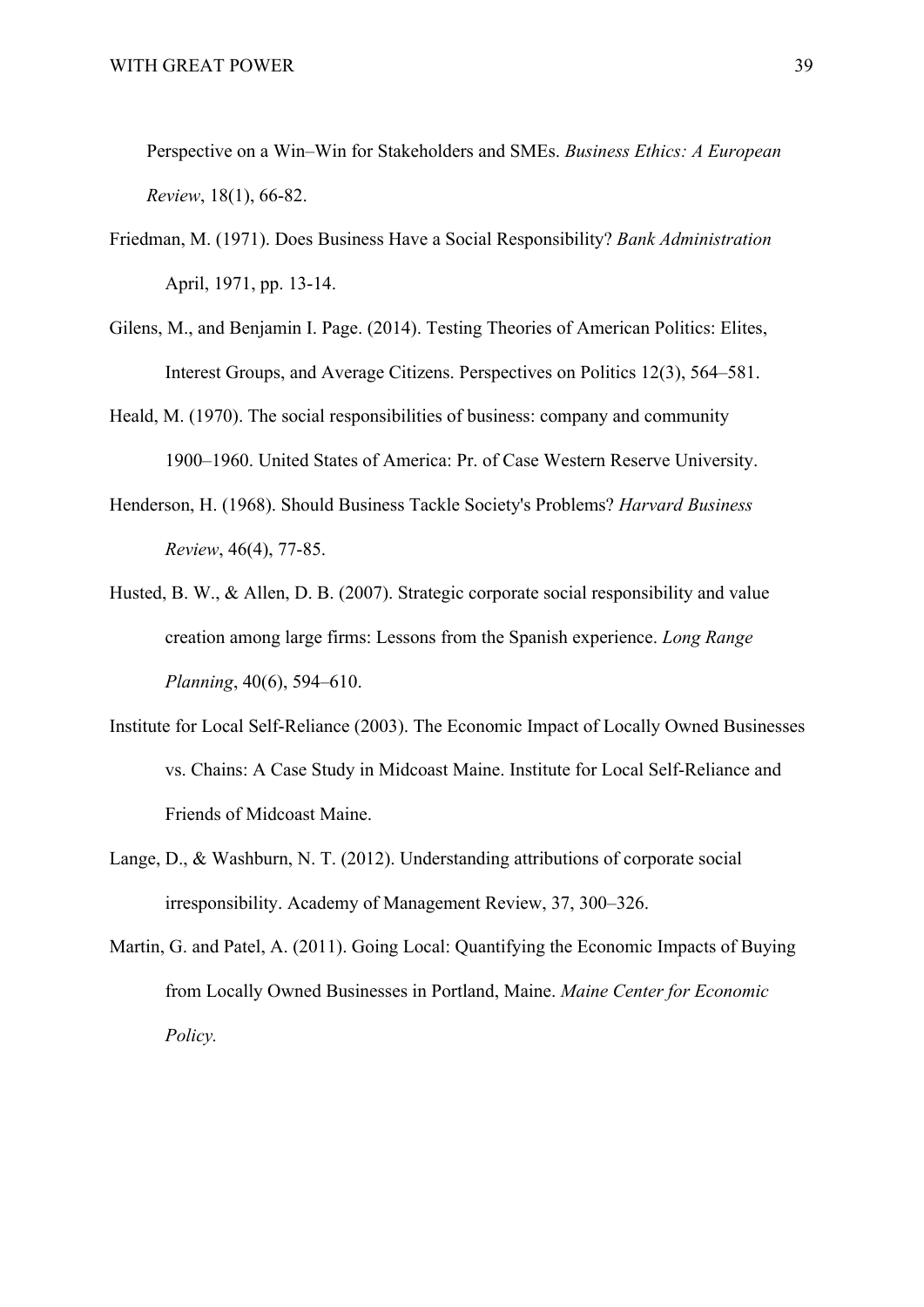Perspective on a Win–Win for Stakeholders and SMEs. *Business Ethics: A European Review*, 18(1), 66-82.

Friedman, M. (1971). Does Business Have a Social Responsibility? *Bank Administration* April, 1971, pp. 13-14.

Gilens, M., and Benjamin I. Page. (2014). Testing Theories of American Politics: Elites, Interest Groups, and Average Citizens. Perspectives on Politics 12(3), 564–581.

Heald, M. (1970). The social responsibilities of business: company and community 1900–1960. United States of America: Pr. of Case Western Reserve University.

Henderson, H. (1968). Should Business Tackle Society's Problems? *Harvard Business Review*, 46(4), 77-85.

Husted, B. W., & Allen, D. B. (2007). Strategic corporate social responsibility and value creation among large firms: Lessons from the Spanish experience. *Long Range Planning*, 40(6), 594–610.

Institute for Local Self-Reliance (2003). The Economic Impact of Locally Owned Businesses vs. Chains: A Case Study in Midcoast Maine. Institute for Local Self-Reliance and Friends of Midcoast Maine.

Lange, D., & Washburn, N. T. (2012). Understanding attributions of corporate social irresponsibility. Academy of Management Review, 37, 300–326.

Martin, G. and Patel, A. (2011). Going Local: Quantifying the Economic Impacts of Buying from Locally Owned Businesses in Portland, Maine. *Maine Center for Economic Policy.*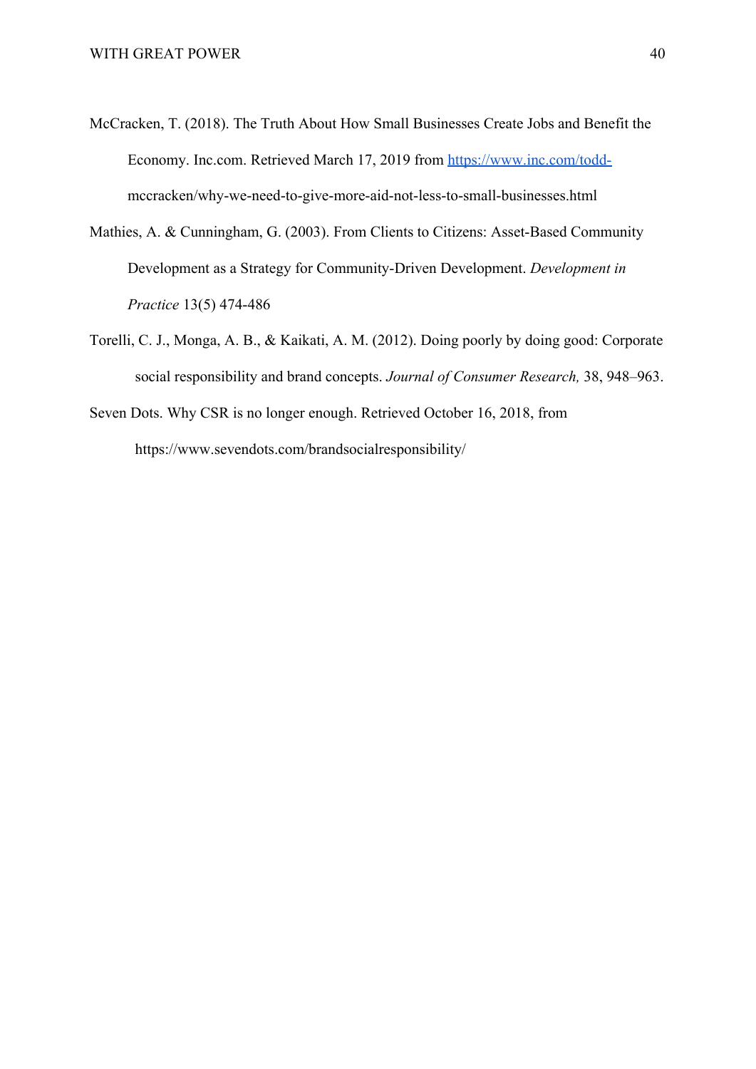McCracken, T. (2018). The Truth About How Small Businesses Create Jobs and Benefit the Economy. Inc.com. Retrieved March 17, 2019 from https://www.inc.com/todd-mccracken/why-we-need-to-give-more-aid-not-less-to-small-businesses.html

Mathies, A. & Cunningham, G. (2003). From Clients to Citizens: Asset-Based Community Development as a Strategy for Community-Driven Development. *Development in Practice* 13(5) 474-486

Torelli, C. J., Monga, A. B., & Kaikati, A. M. (2012). Doing poorly by doing good: Corporate social responsibility and brand concepts. *Journal of Consumer Research,* 38, 948–963.

Seven Dots. Why CSR is no longer enough. Retrieved October 16, 2018, from https://www.sevendots.com/brandsocialresponsibility/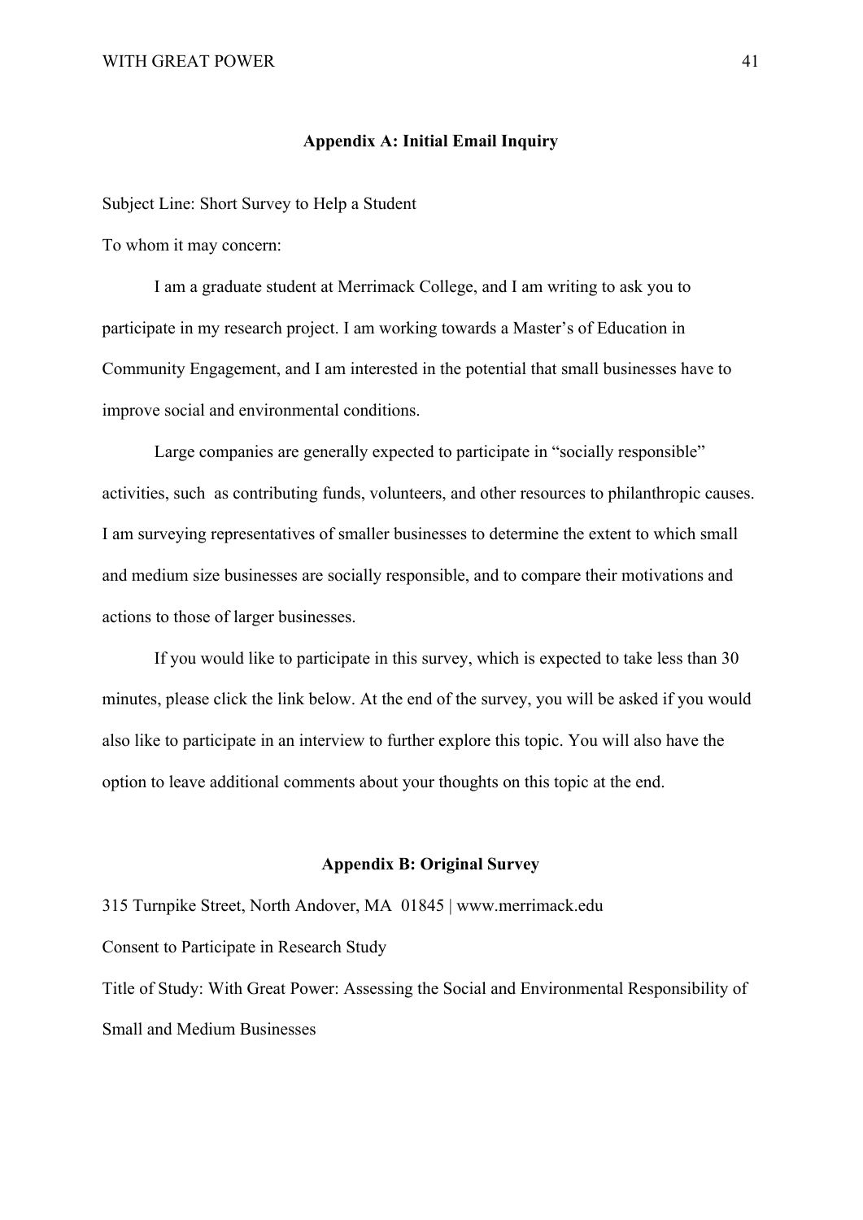## Appendix A: Initial Email Inquiry

Subject Line: Short Survey to Help a Student

To whom it may concern:

I am a graduate student at Merrimack College, and I am writing to ask you to participate in my research project. I am working towards a Master's of Education in Community Engagement, and I am interested in the potential that small businesses have to improve social and environmental conditions.

Large companies are generally expected to participate in "socially responsible" activities, such as contributing funds, volunteers, and other resources to philanthropic causes. I am surveying representatives of smaller businesses to determine the extent to which small and medium size businesses are socially responsible, and to compare their motivations and actions to those of larger businesses.

If you would like to participate in this survey, which is expected to take less than 30 minutes, please click the link below. At the end of the survey, you will be asked if you would also like to participate in an interview to further explore this topic. You will also have the option to leave additional comments about your thoughts on this topic at the end.

## Appendix B: Original Survey

315 Turnpike Street, North Andover, MA 01845 | www.merrimack.edu

Consent to Participate in Research Study

Title of Study: With Great Power: Assessing the Social and Environmental Responsibility of Small and Medium Businesses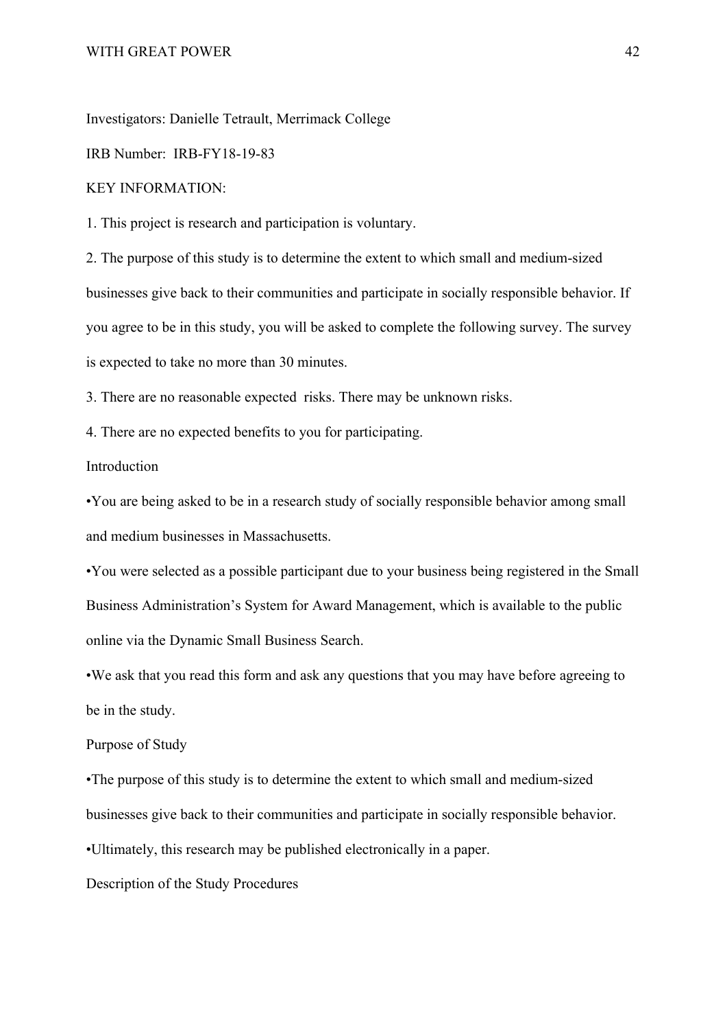Investigators: Danielle Tetrault, Merrimack College

IRB Number: IRB-FY18-19-83

KEY INFORMATION:

1. This project is research and participation is voluntary.

2. The purpose of this study is to determine the extent to which small and medium-sized businesses give back to their communities and participate in socially responsible behavior. If you agree to be in this study, you will be asked to complete the following survey. The survey is expected to take no more than 30 minutes.

3. There are no reasonable expected risks. There may be unknown risks.

4. There are no expected benefits to you for participating.

Introduction

•You are being asked to be in a research study of socially responsible behavior among small and medium businesses in Massachusetts.

•You were selected as a possible participant due to your business being registered in the Small Business Administration's System for Award Management, which is available to the public online via the Dynamic Small Business Search.

•We ask that you read this form and ask any questions that you may have before agreeing to be in the study.

Purpose of Study

•The purpose of this study is to determine the extent to which small and medium-sized businesses give back to their communities and participate in socially responsible behavior.

•Ultimately, this research may be published electronically in a paper.

Description of the Study Procedures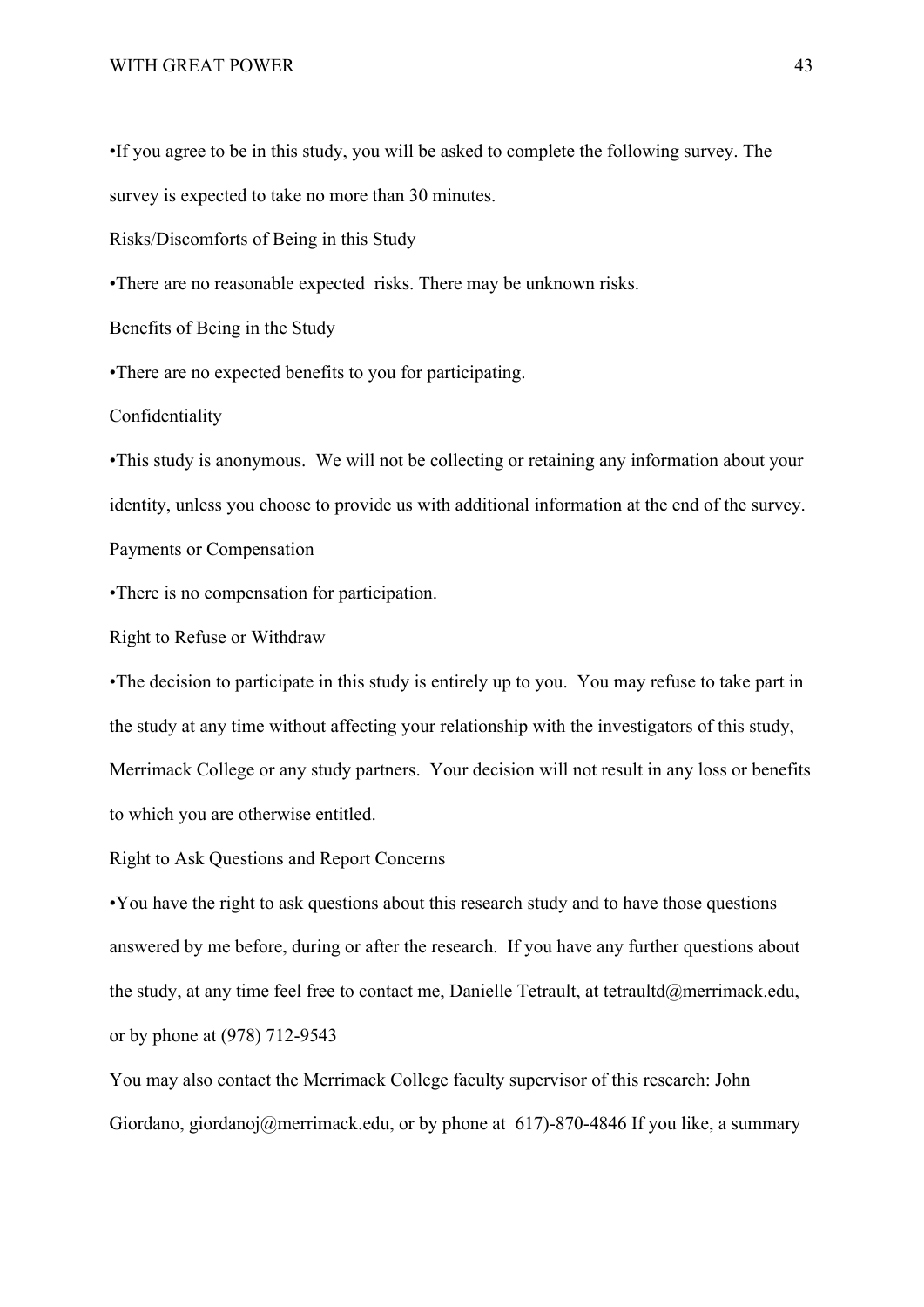•If you agree to be in this study, you will be asked to complete the following survey. The survey is expected to take no more than 30 minutes.

Risks/Discomforts of Being in this Study

•There are no reasonable expected risks. There may be unknown risks.

Benefits of Being in the Study

•There are no expected benefits to you for participating.

Confidentiality

•This study is anonymous. We will not be collecting or retaining any information about your identity, unless you choose to provide us with additional information at the end of the survey.

Payments or Compensation

•There is no compensation for participation.

Right to Refuse or Withdraw

•The decision to participate in this study is entirely up to you. You may refuse to take part in the study at any time without affecting your relationship with the investigators of this study, Merrimack College or any study partners. Your decision will not result in any loss or benefits to which you are otherwise entitled.

Right to Ask Questions and Report Concerns

•You have the right to ask questions about this research study and to have those questions answered by me before, during or after the research. If you have any further questions about the study, at any time feel free to contact me, Danielle Tetrault, at tetraultd@merrimack.edu, or by phone at (978) 712-9543

You may also contact the Merrimack College faculty supervisor of this research: John Giordano, giordanoj@merrimack.edu, or by phone at 617)-870-4846 If you like, a summary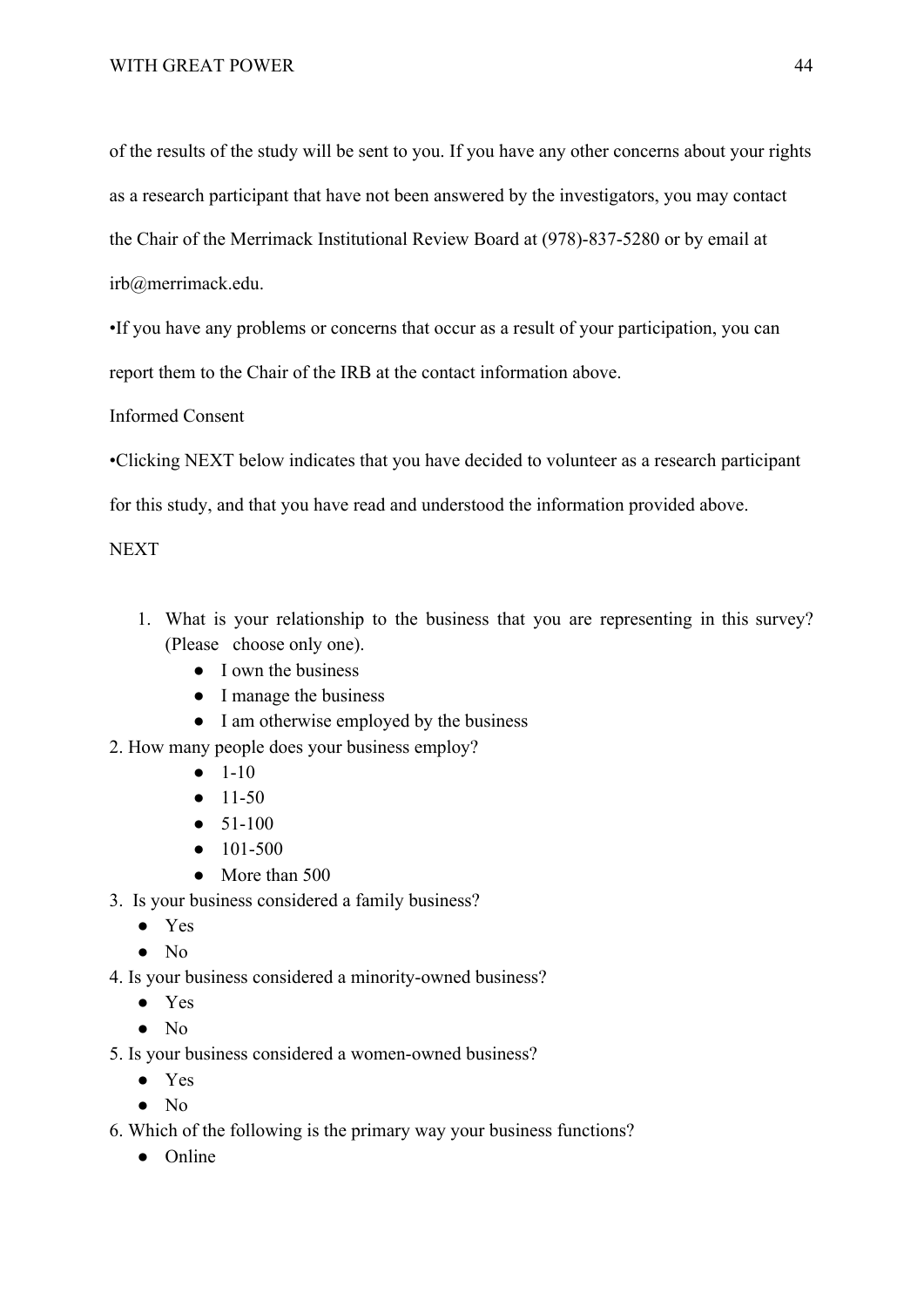of the results of the study will be sent to you. If you have any other concerns about your rights as a research participant that have not been answered by the investigators, you may contact the Chair of the Merrimack Institutional Review Board at (978)-837-5280 or by email at irb@merrimack.edu.

•If you have any problems or concerns that occur as a result of your participation, you can report them to the Chair of the IRB at the contact information above.

Informed Consent

•Clicking NEXT below indicates that you have decided to volunteer as a research participant for this study, and that you have read and understood the information provided above.

NEXT

1. What is your relationship to the business that you are representing in this survey? (Please choose only one).
   - I own the business
   - I manage the business
   - I am otherwise employed by the business

2. How many people does your business employ?
   - 1-10
   - 11-50
   - 51-100
   - 101-500
   - More than 500

3. Is your business considered a family business?
   - Yes
   - No

4. Is your business considered a minority-owned business?
   - Yes
   - No

5. Is your business considered a women-owned business?
   - Yes
   - No

6. Which of the following is the primary way your business functions?
   - Online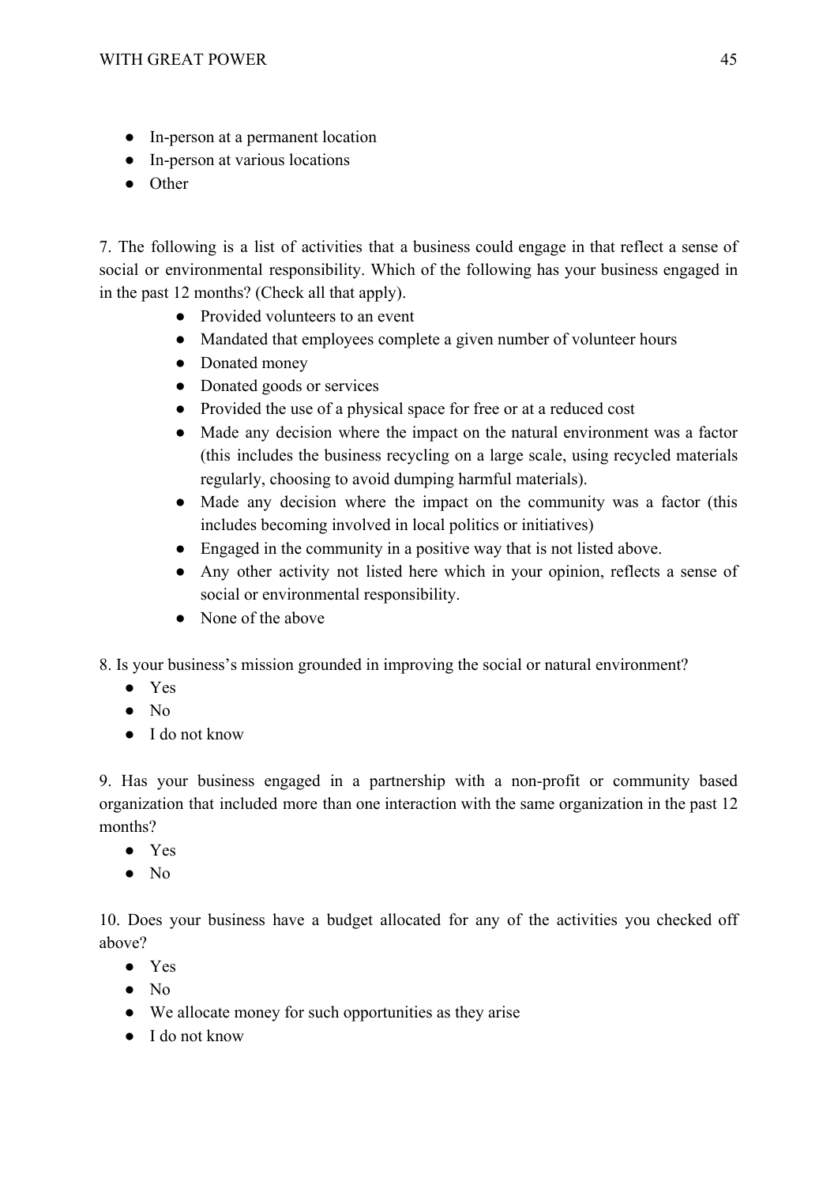- In-person at a permanent location
- In-person at various locations
- Other

7. The following is a list of activities that a business could engage in that reflect a sense of social or environmental responsibility. Which of the following has your business engaged in in the past 12 months? (Check all that apply).

    - Provided volunteers to an event
    - Mandated that employees complete a given number of volunteer hours
    - Donated money
    - Donated goods or services
    - Provided the use of a physical space for free or at a reduced cost
    - Made any decision where the impact on the natural environment was a factor (this includes the business recycling on a large scale, using recycled materials regularly, choosing to avoid dumping harmful materials).
    - Made any decision where the impact on the community was a factor (this includes becoming involved in local politics or initiatives)
    - Engaged in the community in a positive way that is not listed above.
    - Any other activity not listed here which in your opinion, reflects a sense of social or environmental responsibility.
    - None of the above

8. Is your business's mission grounded in improving the social or natural environment?

- Yes
- No
- I do not know

9. Has your business engaged in a partnership with a non-profit or community based organization that included more than one interaction with the same organization in the past 12 months?

- Yes
- No

10. Does your business have a budget allocated for any of the activities you checked off above?

- Yes
- No
- We allocate money for such opportunities as they arise
- I do not know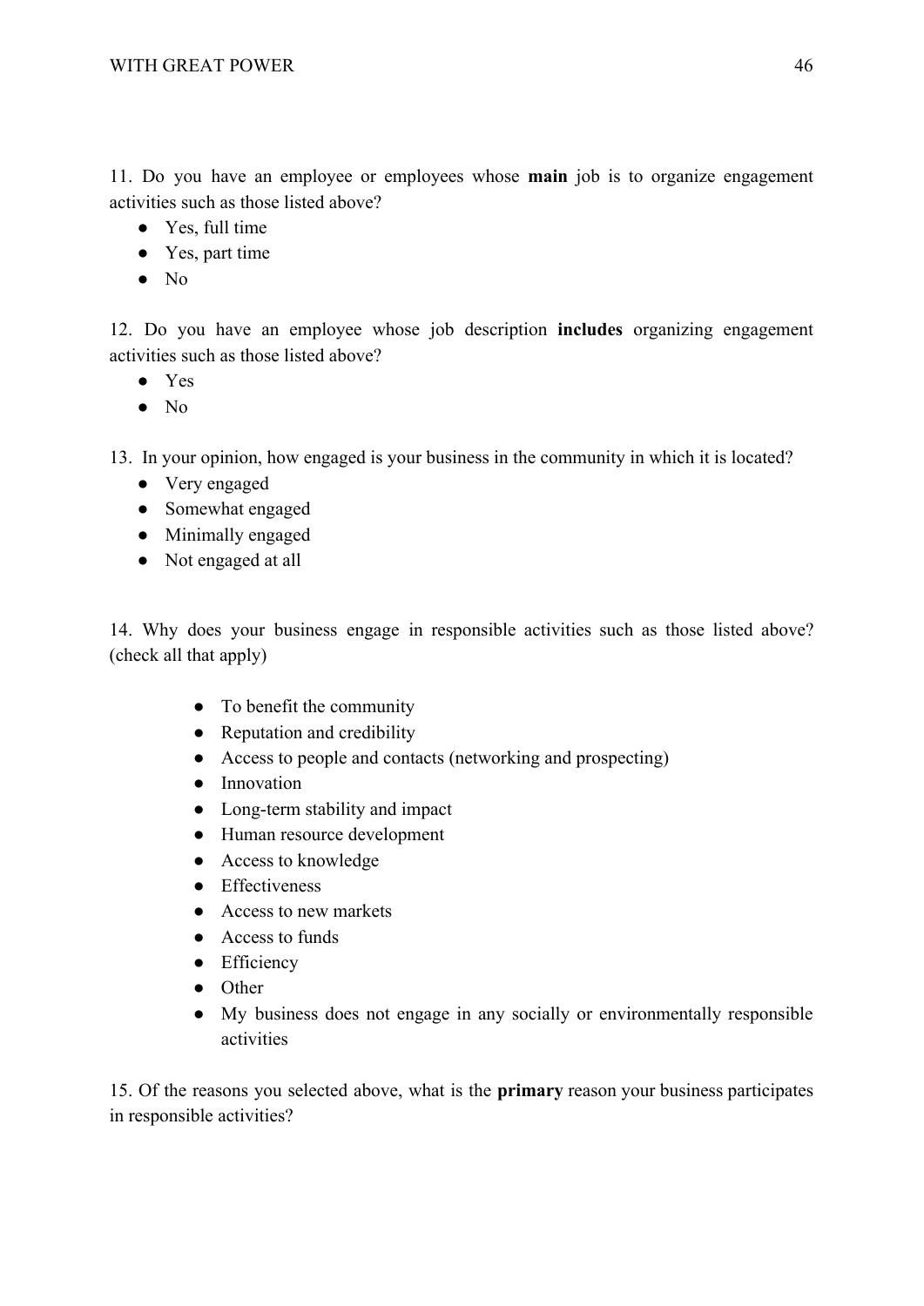11. Do you have an employee or employees whose **main** job is to organize engagement activities such as those listed above?

- Yes, full time
- Yes, part time
- No

12. Do you have an employee whose job description **includes** organizing engagement activities such as those listed above?

- Yes
- No

13. In your opinion, how engaged is your business in the community in which it is located?

- Very engaged
- Somewhat engaged
- Minimally engaged
- Not engaged at all

14. Why does your business engage in responsible activities such as those listed above? (check all that apply)

- To benefit the community
- Reputation and credibility
- Access to people and contacts (networking and prospecting)
- Innovation
- Long-term stability and impact
- Human resource development
- Access to knowledge
- Effectiveness
- Access to new markets
- Access to funds
- Efficiency
- Other
- My business does not engage in any socially or environmentally responsible activities

15. Of the reasons you selected above, what is the **primary** reason your business participates in responsible activities?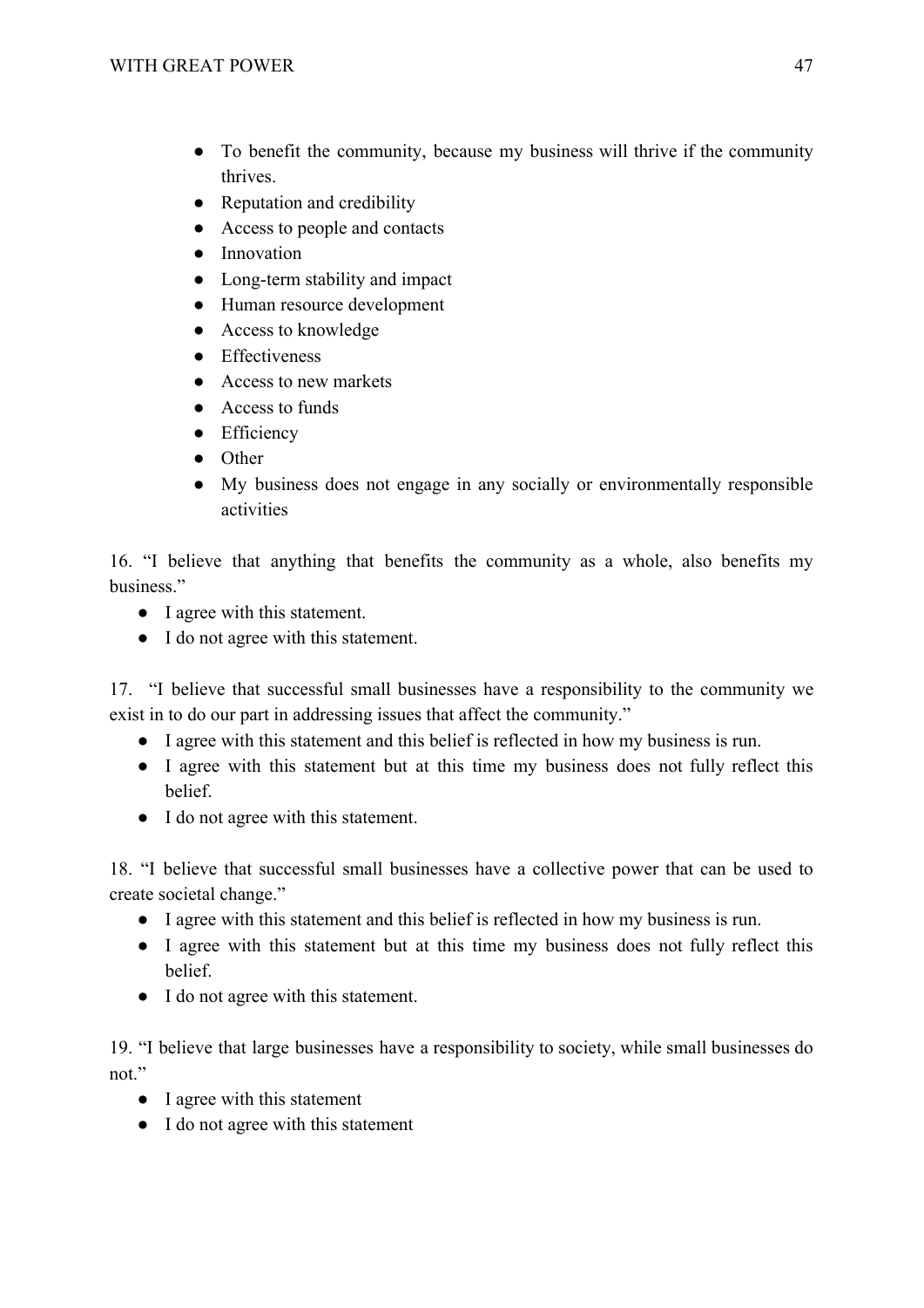- To benefit the community, because my business will thrive if the community thrives.
- Reputation and credibility
- Access to people and contacts
- Innovation
- Long-term stability and impact
- Human resource development
- Access to knowledge
- Effectiveness
- Access to new markets
- Access to funds
- Efficiency
- Other
- My business does not engage in any socially or environmentally responsible activities

16. "I believe that anything that benefits the community as a whole, also benefits my business."
    - I agree with this statement.
    - I do not agree with this statement.

17. "I believe that successful small businesses have a responsibility to the community we exist in to do our part in addressing issues that affect the community."
    - I agree with this statement and this belief is reflected in how my business is run.
    - I agree with this statement but at this time my business does not fully reflect this belief.
    - I do not agree with this statement.

18. "I believe that successful small businesses have a collective power that can be used to create societal change."
    - I agree with this statement and this belief is reflected in how my business is run.
    - I agree with this statement but at this time my business does not fully reflect this belief.
    - I do not agree with this statement.

19. "I believe that large businesses have a responsibility to society, while small businesses do not."
    - I agree with this statement
    - I do not agree with this statement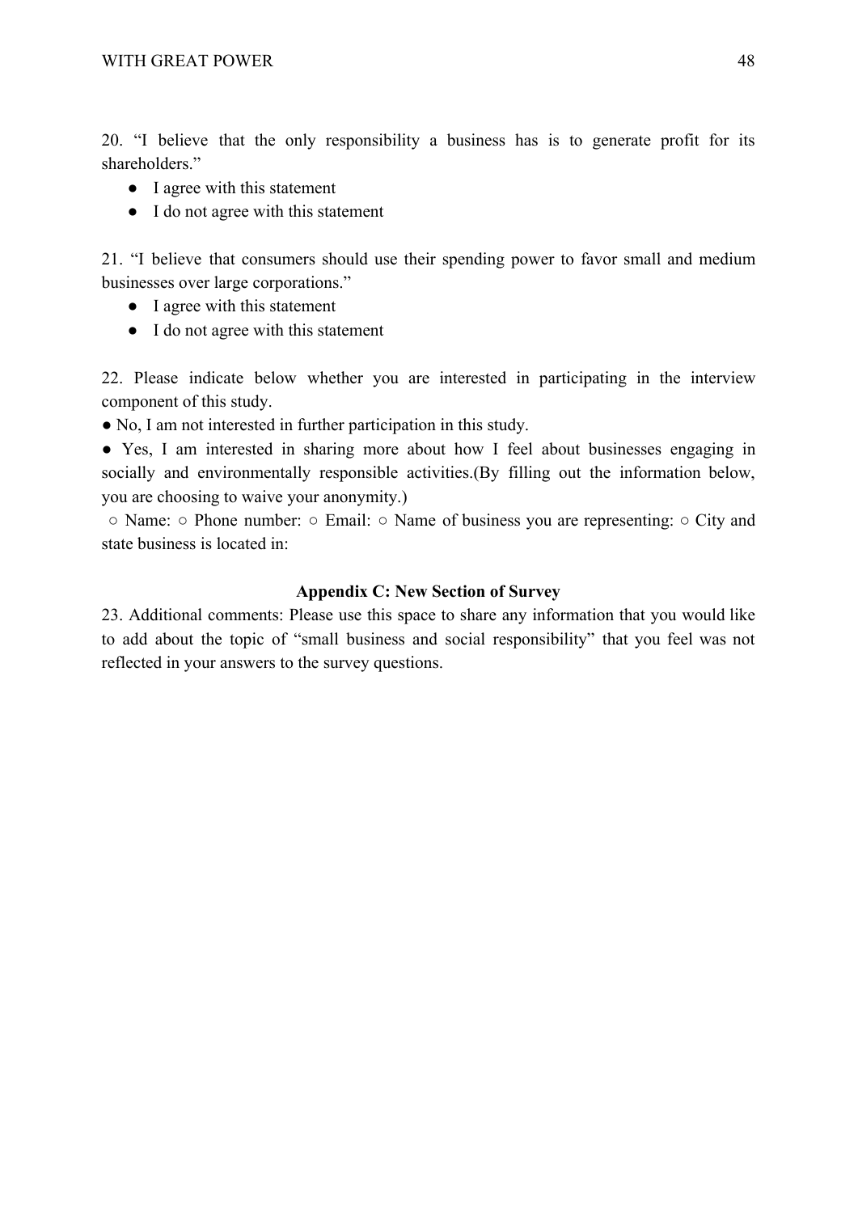20. “I believe that the only responsibility a business has is to generate profit for its shareholders.”

- I agree with this statement
- I do not agree with this statement

21. “I believe that consumers should use their spending power to favor small and medium businesses over large corporations.”

- I agree with this statement
- I do not agree with this statement

22. Please indicate below whether you are interested in participating in the interview component of this study.

● No, I am not interested in further participation in this study.

● Yes, I am interested in sharing more about how I feel about businesses engaging in socially and environmentally responsible activities.(By filling out the information below, you are choosing to waive your anonymity.)

○ Name: ○ Phone number: ○ Email: ○ Name of business you are representing: ○ City and state business is located in:

**Appendix C: New Section of Survey**

23. Additional comments: Please use this space to share any information that you would like to add about the topic of “small business and social responsibility” that you feel was not reflected in your answers to the survey questions.